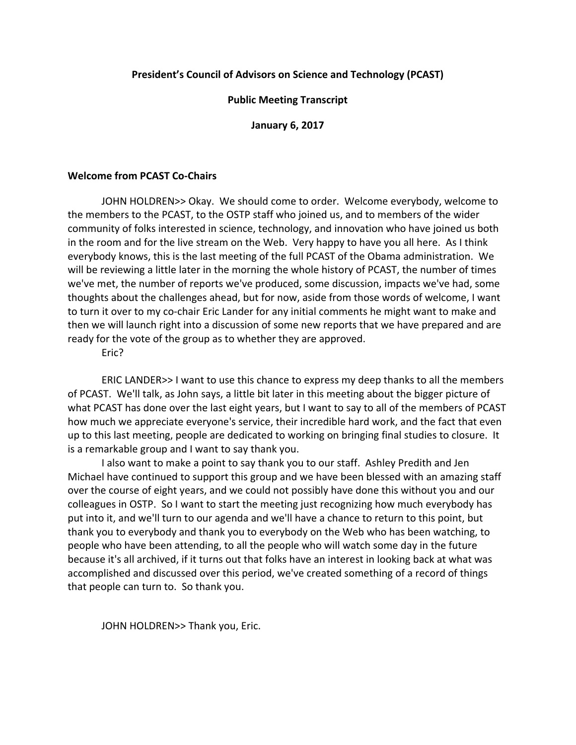**President's Council of Advisors on Science and Technology (PCAST)**

**Public Meeting Transcript**

**January 6, 2017**

## Welcome from PCAST Co-Chairs

JOHN HOLDREN>> Okay. We should come to order. Welcome everybody, welcome to the members to the PCAST, to the OSTP staff who joined us, and to members of the wider community of folks interested in science, technology, and innovation who have joined us both in the room and for the live stream on the Web. Very happy to have you all here. As I think everybody knows, this is the last meeting of the full PCAST of the Obama administration. We will be reviewing a little later in the morning the whole history of PCAST, the number of times we've met, the number of reports we've produced, some discussion, impacts we've had, some thoughts about the challenges ahead, but for now, aside from those words of welcome, I want to turn it over to my co-chair Eric Lander for any initial comments he might want to make and then we will launch right into a discussion of some new reports that we have prepared and are ready for the vote of the group as to whether they are approved.

Eric?

ERIC LANDER>> I want to use this chance to express my deep thanks to all the members of PCAST. We'll talk, as John says, a little bit later in this meeting about the bigger picture of what PCAST has done over the last eight years, but I want to say to all of the members of PCAST how much we appreciate everyone's service, their incredible hard work, and the fact that even up to this last meeting, people are dedicated to working on bringing final studies to closure. It is a remarkable group and I want to say thank you.

I also want to make a point to say thank you to our staff. Ashley Predith and Jen Michael have continued to support this group and we have been blessed with an amazing staff over the course of eight years, and we could not possibly have done this without you and our colleagues in OSTP. So I want to start the meeting just recognizing how much everybody has put into it, and we'll turn to our agenda and we'll have a chance to return to this point, but thank you to everybody and thank you to everybody on the Web who has been watching, to people who have been attending, to all the people who will watch some day in the future because it's all archived, if it turns out that folks have an interest in looking back at what was accomplished and discussed over this period, we've created something of a record of things that people can turn to. So thank you.

JOHN HOLDREN>> Thank you, Eric.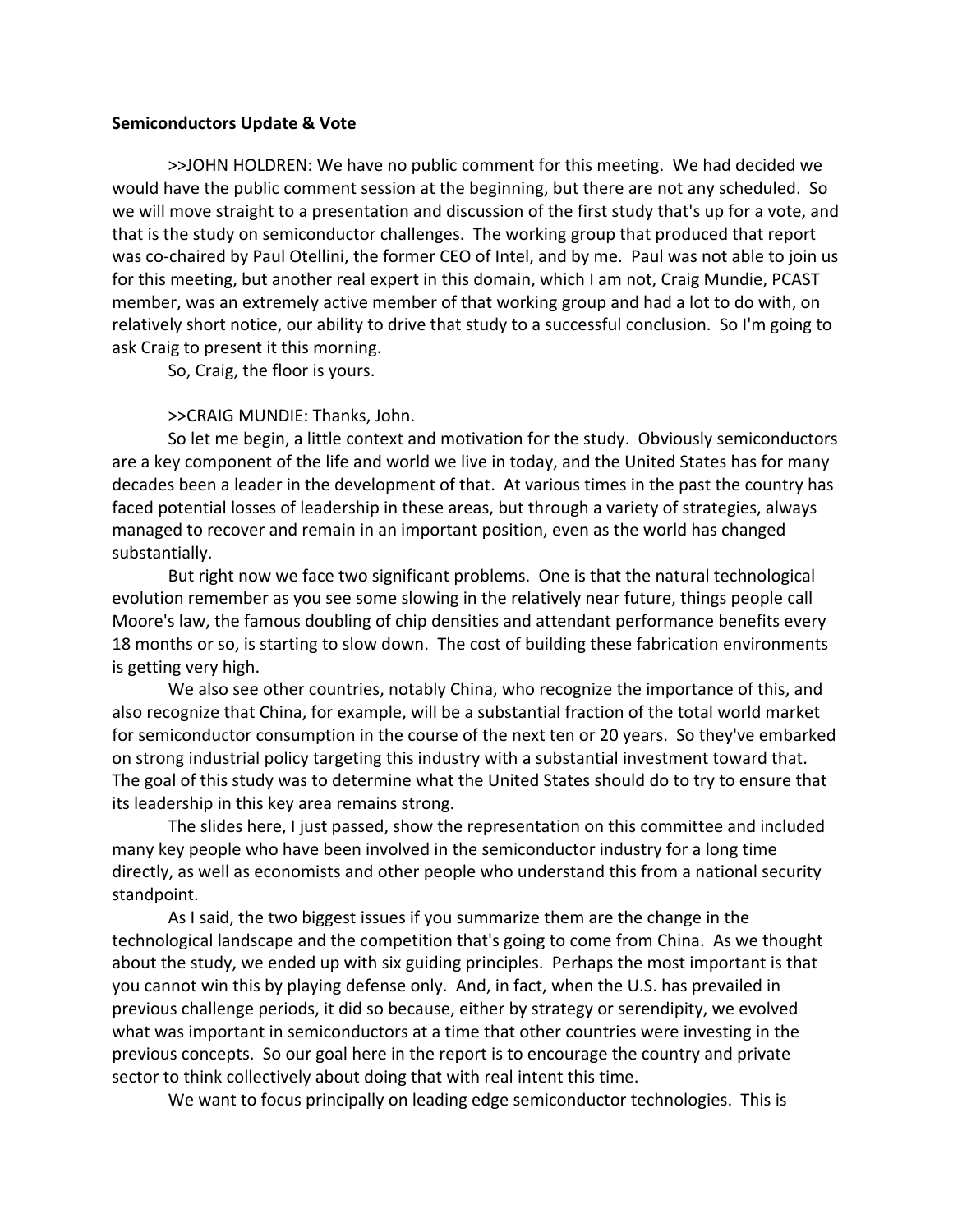**Semiconductors Update & Vote**

>>JOHN HOLDREN: We have no public comment for this meeting. We had decided we would have the public comment session at the beginning, but there are not any scheduled. So we will move straight to a presentation and discussion of the first study that's up for a vote, and that is the study on semiconductor challenges. The working group that produced that report was co-chaired by Paul Otellini, the former CEO of Intel, and by me. Paul was not able to join us for this meeting, but another real expert in this domain, which I am not, Craig Mundie, PCAST member, was an extremely active member of that working group and had a lot to do with, on relatively short notice, our ability to drive that study to a successful conclusion. So I'm going to ask Craig to present it this morning.

So, Craig, the floor is yours.

>>CRAIG MUNDIE: Thanks, John.

So let me begin, a little context and motivation for the study. Obviously semiconductors are a key component of the life and world we live in today, and the United States has for many decades been a leader in the development of that. At various times in the past the country has faced potential losses of leadership in these areas, but through a variety of strategies, always managed to recover and remain in an important position, even as the world has changed substantially.

But right now we face two significant problems. One is that the natural technological evolution remember as you see some slowing in the relatively near future, things people call Moore's law, the famous doubling of chip densities and attendant performance benefits every 18 months or so, is starting to slow down. The cost of building these fabrication environments is getting very high.

We also see other countries, notably China, who recognize the importance of this, and also recognize that China, for example, will be a substantial fraction of the total world market for semiconductor consumption in the course of the next ten or 20 years. So they've embarked on strong industrial policy targeting this industry with a substantial investment toward that. The goal of this study was to determine what the United States should do to try to ensure that its leadership in this key area remains strong.

The slides here, I just passed, show the representation on this committee and included many key people who have been involved in the semiconductor industry for a long time directly, as well as economists and other people who understand this from a national security standpoint.

As I said, the two biggest issues if you summarize them are the change in the technological landscape and the competition that's going to come from China. As we thought about the study, we ended up with six guiding principles. Perhaps the most important is that you cannot win this by playing defense only. And, in fact, when the U.S. has prevailed in previous challenge periods, it did so because, either by strategy or serendipity, we evolved what was important in semiconductors at a time that other countries were investing in the previous concepts. So our goal here in the report is to encourage the country and private sector to think collectively about doing that with real intent this time.

We want to focus principally on leading edge semiconductor technologies. This is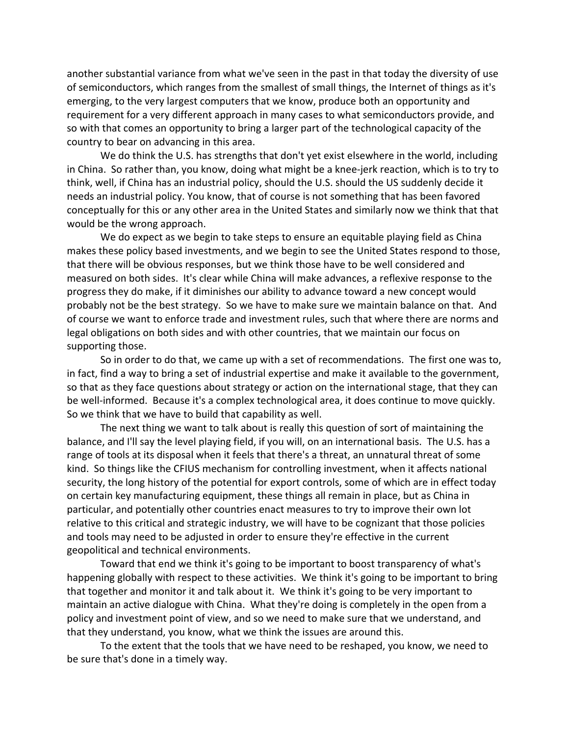another substantial variance from what we've seen in the past in that today the diversity of use of semiconductors, which ranges from the smallest of small things, the Internet of things as it's emerging, to the very largest computers that we know, produce both an opportunity and requirement for a very different approach in many cases to what semiconductors provide, and so with that comes an opportunity to bring a larger part of the technological capacity of the country to bear on advancing in this area.

We do think the U.S. has strengths that don't yet exist elsewhere in the world, including in China. So rather than, you know, doing what might be a knee-jerk reaction, which is to try to think, well, if China has an industrial policy, should the U.S. should the US suddenly decide it needs an industrial policy. You know, that of course is not something that has been favored conceptually for this or any other area in the United States and similarly now we think that that would be the wrong approach.

We do expect as we begin to take steps to ensure an equitable playing field as China makes these policy based investments, and we begin to see the United States respond to those, that there will be obvious responses, but we think those have to be well considered and measured on both sides. It's clear while China will make advances, a reflexive response to the progress they do make, if it diminishes our ability to advance toward a new concept would probably not be the best strategy. So we have to make sure we maintain balance on that. And of course we want to enforce trade and investment rules, such that where there are norms and legal obligations on both sides and with other countries, that we maintain our focus on supporting those.

So in order to do that, we came up with a set of recommendations. The first one was to, in fact, find a way to bring a set of industrial expertise and make it available to the government, so that as they face questions about strategy or action on the international stage, that they can be well-informed. Because it's a complex technological area, it does continue to move quickly. So we think that we have to build that capability as well.

The next thing we want to talk about is really this question of sort of maintaining the balance, and I'll say the level playing field, if you will, on an international basis. The U.S. has a range of tools at its disposal when it feels that there's a threat, an unnatural threat of some kind. So things like the CFIUS mechanism for controlling investment, when it affects national security, the long history of the potential for export controls, some of which are in effect today on certain key manufacturing equipment, these things all remain in place, but as China in particular, and potentially other countries enact measures to try to improve their own lot relative to this critical and strategic industry, we will have to be cognizant that those policies and tools may need to be adjusted in order to ensure they're effective in the current geopolitical and technical environments.

Toward that end we think it's going to be important to boost transparency of what's happening globally with respect to these activities. We think it's going to be important to bring that together and monitor it and talk about it. We think it's going to be very important to maintain an active dialogue with China. What they're doing is completely in the open from a policy and investment point of view, and so we need to make sure that we understand, and that they understand, you know, what we think the issues are around this.

To the extent that the tools that we have need to be reshaped, you know, we need to be sure that's done in a timely way.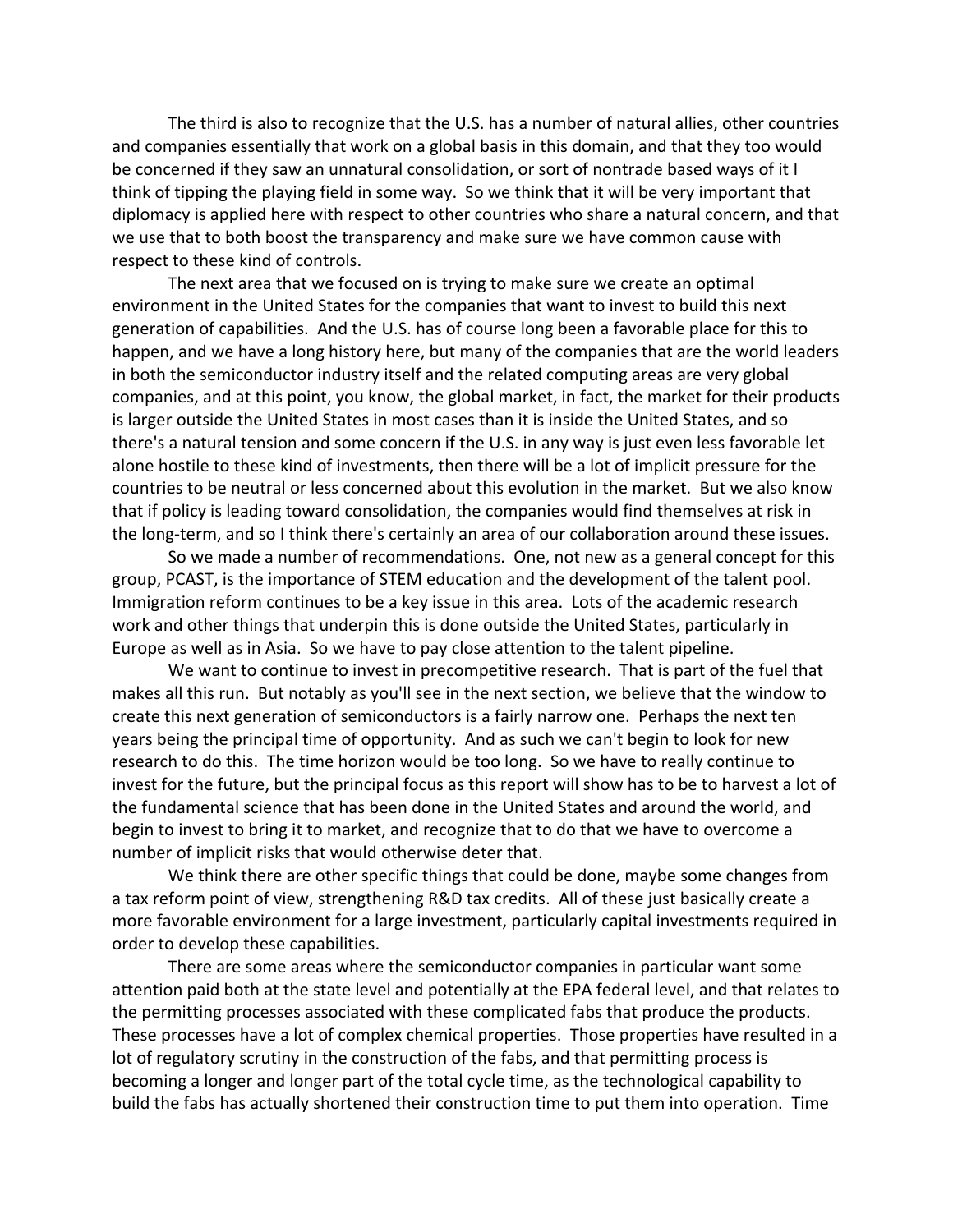The third is also to recognize that the U.S. has a number of natural allies, other countries and companies essentially that work on a global basis in this domain, and that they too would be concerned if they saw an unnatural consolidation, or sort of nontrade based ways of it I think of tipping the playing field in some way. So we think that it will be very important that diplomacy is applied here with respect to other countries who share a natural concern, and that we use that to both boost the transparency and make sure we have common cause with respect to these kind of controls.

The next area that we focused on is trying to make sure we create an optimal environment in the United States for the companies that want to invest to build this next generation of capabilities. And the U.S. has of course long been a favorable place for this to happen, and we have a long history here, but many of the companies that are the world leaders in both the semiconductor industry itself and the related computing areas are very global companies, and at this point, you know, the global market, in fact, the market for their products is larger outside the United States in most cases than it is inside the United States, and so there's a natural tension and some concern if the U.S. in any way is just even less favorable let alone hostile to these kind of investments, then there will be a lot of implicit pressure for the countries to be neutral or less concerned about this evolution in the market. But we also know that if policy is leading toward consolidation, the companies would find themselves at risk in the long-term, and so I think there's certainly an area of our collaboration around these issues.

So we made a number of recommendations. One, not new as a general concept for this group, PCAST, is the importance of STEM education and the development of the talent pool. Immigration reform continues to be a key issue in this area. Lots of the academic research work and other things that underpin this is done outside the United States, particularly in Europe as well as in Asia. So we have to pay close attention to the talent pipeline.

We want to continue to invest in precompetitive research. That is part of the fuel that makes all this run. But notably as you'll see in the next section, we believe that the window to create this next generation of semiconductors is a fairly narrow one. Perhaps the next ten years being the principal time of opportunity. And as such we can't begin to look for new research to do this. The time horizon would be too long. So we have to really continue to invest for the future, but the principal focus as this report will show has to be to harvest a lot of the fundamental science that has been done in the United States and around the world, and begin to invest to bring it to market, and recognize that to do that we have to overcome a number of implicit risks that would otherwise deter that.

We think there are other specific things that could be done, maybe some changes from a tax reform point of view, strengthening R&D tax credits. All of these just basically create a more favorable environment for a large investment, particularly capital investments required in order to develop these capabilities.

There are some areas where the semiconductor companies in particular want some attention paid both at the state level and potentially at the EPA federal level, and that relates to the permitting processes associated with these complicated fabs that produce the products. These processes have a lot of complex chemical properties. Those properties have resulted in a lot of regulatory scrutiny in the construction of the fabs, and that permitting process is becoming a longer and longer part of the total cycle time, as the technological capability to build the fabs has actually shortened their construction time to put them into operation. Time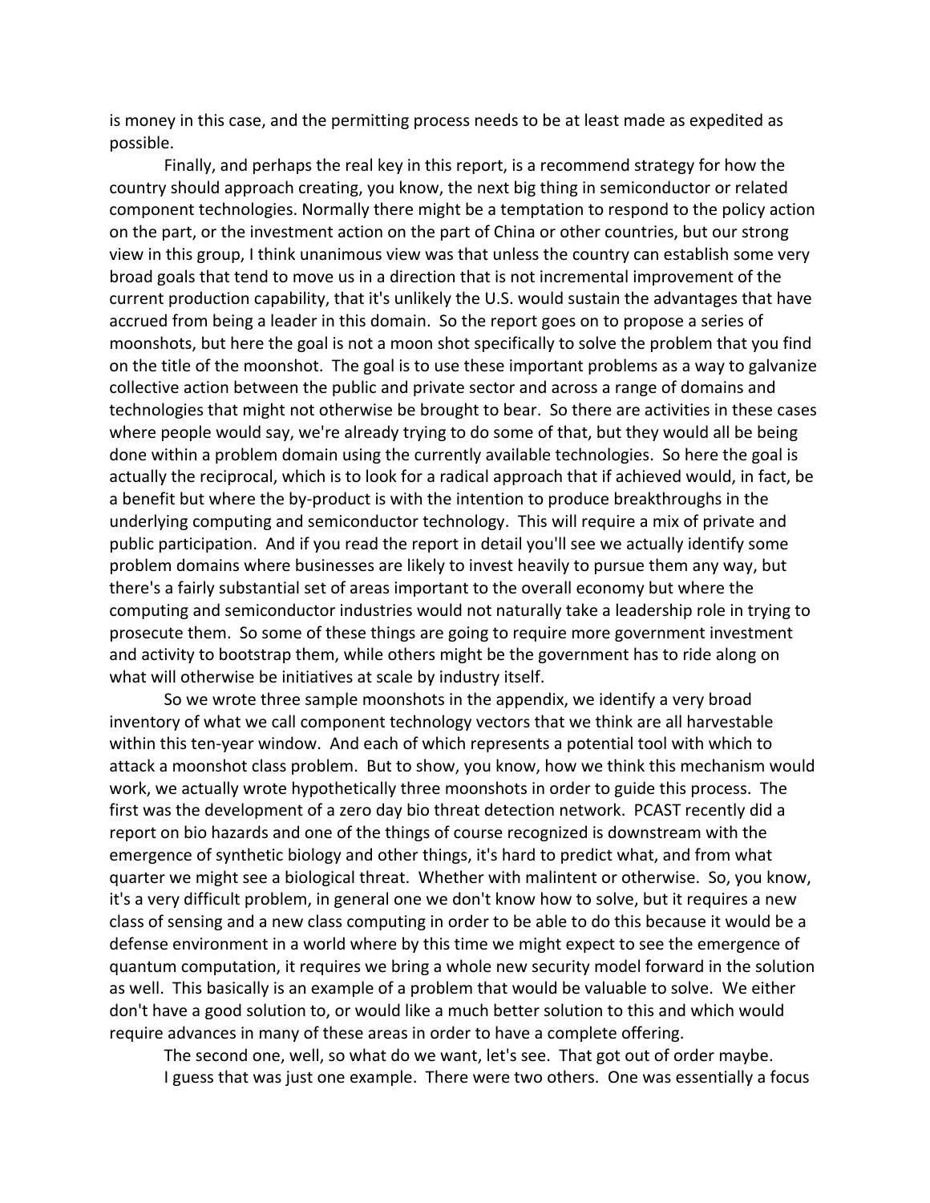is money in this case, and the permitting process needs to be at least made as expedited as possible.

Finally, and perhaps the real key in this report, is a recommend strategy for how the country should approach creating, you know, the next big thing in semiconductor or related component technologies. Normally there might be a temptation to respond to the policy action on the part, or the investment action on the part of China or other countries, but our strong view in this group, I think unanimous view was that unless the country can establish some very broad goals that tend to move us in a direction that is not incremental improvement of the current production capability, that it's unlikely the U.S. would sustain the advantages that have accrued from being a leader in this domain. So the report goes on to propose a series of moonshots, but here the goal is not a moon shot specifically to solve the problem that you find on the title of the moonshot. The goal is to use these important problems as a way to galvanize collective action between the public and private sector and across a range of domains and technologies that might not otherwise be brought to bear. So there are activities in these cases where people would say, we're already trying to do some of that, but they would all be being done within a problem domain using the currently available technologies. So here the goal is actually the reciprocal, which is to look for a radical approach that if achieved would, in fact, be a benefit but where the by-product is with the intention to produce breakthroughs in the underlying computing and semiconductor technology. This will require a mix of private and public participation. And if you read the report in detail you'll see we actually identify some problem domains where businesses are likely to invest heavily to pursue them any way, but there's a fairly substantial set of areas important to the overall economy but where the computing and semiconductor industries would not naturally take a leadership role in trying to prosecute them. So some of these things are going to require more government investment and activity to bootstrap them, while others might be the government has to ride along on what will otherwise be initiatives at scale by industry itself.

So we wrote three sample moonshots in the appendix, we identify a very broad inventory of what we call component technology vectors that we think are all harvestable within this ten-year window. And each of which represents a potential tool with which to attack a moonshot class problem. But to show, you know, how we think this mechanism would work, we actually wrote hypothetically three moonshots in order to guide this process. The first was the development of a zero day bio threat detection network. PCAST recently did a report on bio hazards and one of the things of course recognized is downstream with the emergence of synthetic biology and other things, it's hard to predict what, and from what quarter we might see a biological threat. Whether with malintent or otherwise. So, you know, it's a very difficult problem, in general one we don't know how to solve, but it requires a new class of sensing and a new class computing in order to be able to do this because it would be a defense environment in a world where by this time we might expect to see the emergence of quantum computation, it requires we bring a whole new security model forward in the solution as well. This basically is an example of a problem that would be valuable to solve. We either don't have a good solution to, or would like a much better solution to this and which would require advances in many of these areas in order to have a complete offering.

The second one, well, so what do we want, let's see. That got out of order maybe.

I guess that was just one example. There were two others. One was essentially a focus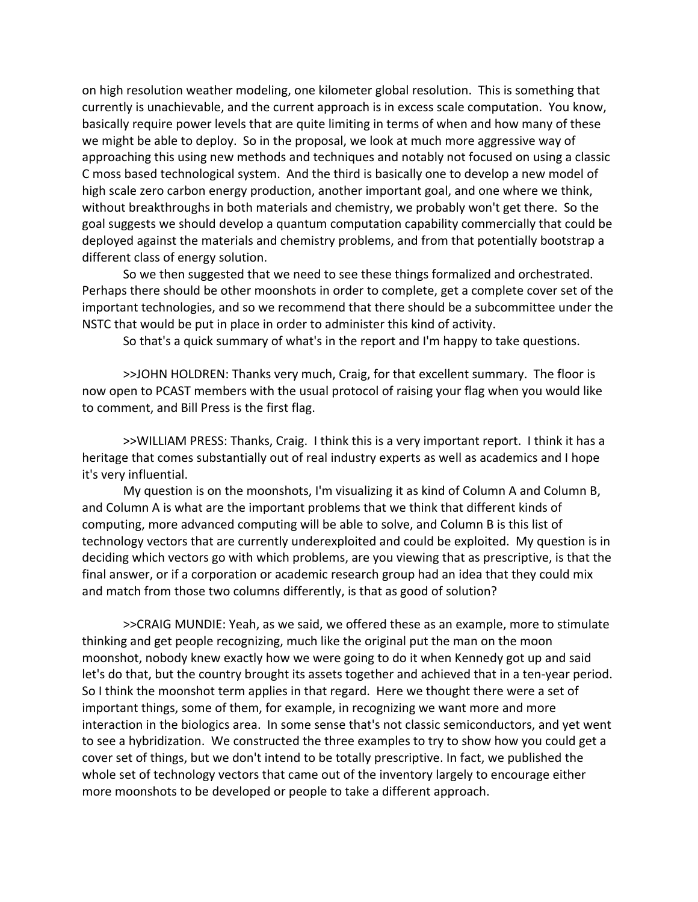on high resolution weather modeling, one kilometer global resolution. This is something that currently is unachievable, and the current approach is in excess scale computation. You know, basically require power levels that are quite limiting in terms of when and how many of these we might be able to deploy. So in the proposal, we look at much more aggressive way of approaching this using new methods and techniques and notably not focused on using a classic C moss based technological system. And the third is basically one to develop a new model of high scale zero carbon energy production, another important goal, and one where we think, without breakthroughs in both materials and chemistry, we probably won't get there. So the goal suggests we should develop a quantum computation capability commercially that could be deployed against the materials and chemistry problems, and from that potentially bootstrap a different class of energy solution.

So we then suggested that we need to see these things formalized and orchestrated. Perhaps there should be other moonshots in order to complete, get a complete cover set of the important technologies, and so we recommend that there should be a subcommittee under the NSTC that would be put in place in order to administer this kind of activity.

So that's a quick summary of what's in the report and I'm happy to take questions.

>>JOHN HOLDREN: Thanks very much, Craig, for that excellent summary. The floor is now open to PCAST members with the usual protocol of raising your flag when you would like to comment, and Bill Press is the first flag.

>>WILLIAM PRESS: Thanks, Craig. I think this is a very important report. I think it has a heritage that comes substantially out of real industry experts as well as academics and I hope it's very influential.

My question is on the moonshots, I'm visualizing it as kind of Column A and Column B, and Column A is what are the important problems that we think that different kinds of computing, more advanced computing will be able to solve, and Column B is this list of technology vectors that are currently underexploited and could be exploited. My question is in deciding which vectors go with which problems, are you viewing that as prescriptive, is that the final answer, or if a corporation or academic research group had an idea that they could mix and match from those two columns differently, is that as good of solution?

>>CRAIG MUNDIE: Yeah, as we said, we offered these as an example, more to stimulate thinking and get people recognizing, much like the original put the man on the moon moonshot, nobody knew exactly how we were going to do it when Kennedy got up and said let's do that, but the country brought its assets together and achieved that in a ten-year period. So I think the moonshot term applies in that regard. Here we thought there were a set of important things, some of them, for example, in recognizing we want more and more interaction in the biologics area. In some sense that's not classic semiconductors, and yet went to see a hybridization. We constructed the three examples to try to show how you could get a cover set of things, but we don't intend to be totally prescriptive. In fact, we published the whole set of technology vectors that came out of the inventory largely to encourage either more moonshots to be developed or people to take a different approach.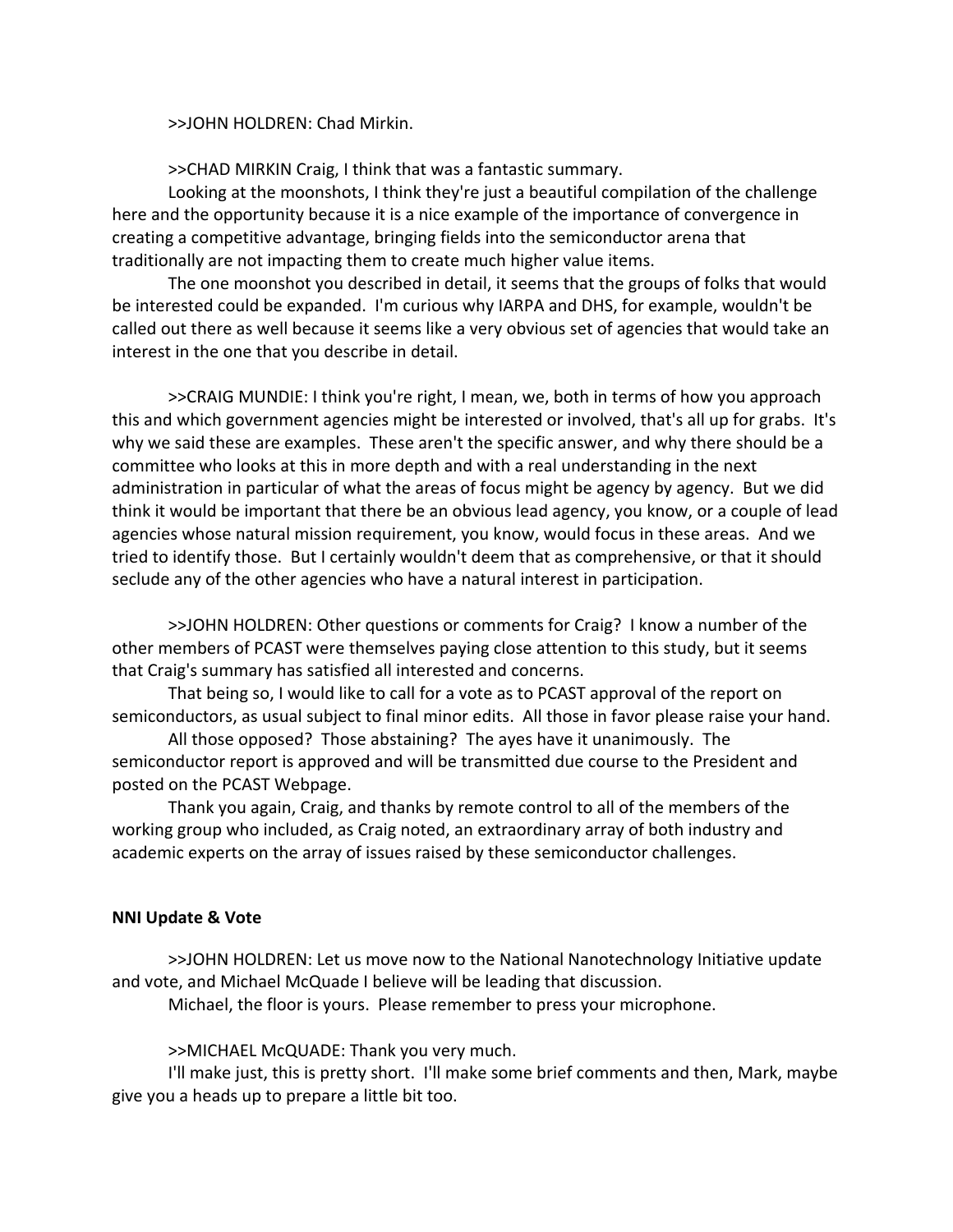>>JOHN HOLDREN: Chad Mirkin.

>>CHAD MIRKIN Craig, I think that was a fantastic summary.

Looking at the moonshots, I think they're just a beautiful compilation of the challenge here and the opportunity because it is a nice example of the importance of convergence in creating a competitive advantage, bringing fields into the semiconductor arena that traditionally are not impacting them to create much higher value items.

The one moonshot you described in detail, it seems that the groups of folks that would be interested could be expanded. I'm curious why IARPA and DHS, for example, wouldn't be called out there as well because it seems like a very obvious set of agencies that would take an interest in the one that you describe in detail.

>>CRAIG MUNDIE: I think you're right, I mean, we, both in terms of how you approach this and which government agencies might be interested or involved, that's all up for grabs. It's why we said these are examples. These aren't the specific answer, and why there should be a committee who looks at this in more depth and with a real understanding in the next administration in particular of what the areas of focus might be agency by agency. But we did think it would be important that there be an obvious lead agency, you know, or a couple of lead agencies whose natural mission requirement, you know, would focus in these areas. And we tried to identify those. But I certainly wouldn't deem that as comprehensive, or that it should seclude any of the other agencies who have a natural interest in participation.

>>JOHN HOLDREN: Other questions or comments for Craig? I know a number of the other members of PCAST were themselves paying close attention to this study, but it seems that Craig's summary has satisfied all interested and concerns.

That being so, I would like to call for a vote as to PCAST approval of the report on semiconductors, as usual subject to final minor edits. All those in favor please raise your hand.

All those opposed? Those abstaining? The ayes have it unanimously. The semiconductor report is approved and will be transmitted due course to the President and posted on the PCAST Webpage.

Thank you again, Craig, and thanks by remote control to all of the members of the working group who included, as Craig noted, an extraordinary array of both industry and academic experts on the array of issues raised by these semiconductor challenges.

**NNI Update & Vote**

>>JOHN HOLDREN: Let us move now to the National Nanotechnology Initiative update and vote, and Michael McQuade I believe will be leading that discussion.

Michael, the floor is yours. Please remember to press your microphone.

>>MICHAEL McQUADE: Thank you very much.

I'll make just, this is pretty short. I'll make some brief comments and then, Mark, maybe give you a heads up to prepare a little bit too.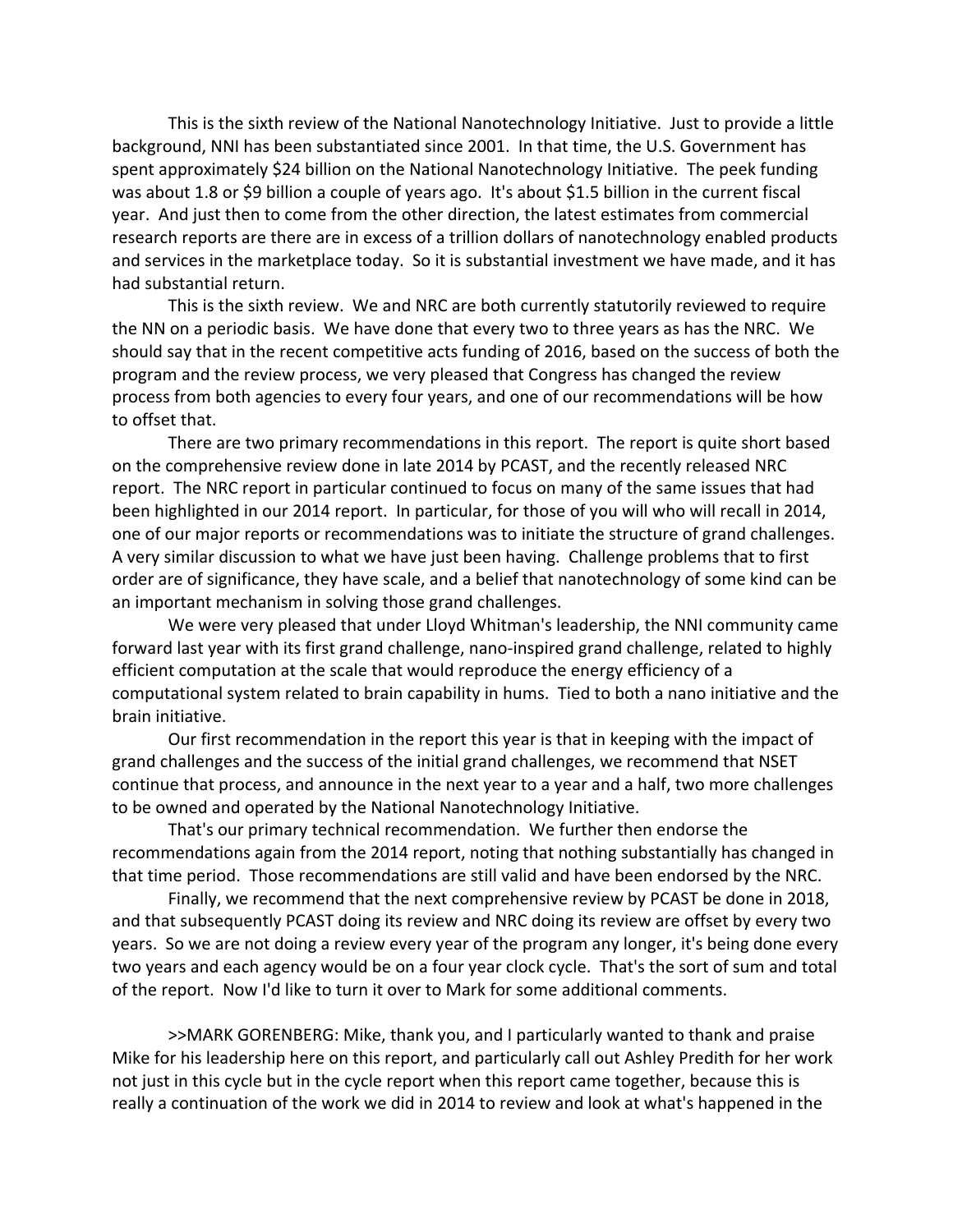This is the sixth review of the National Nanotechnology Initiative. Just to provide a little background, NNI has been substantiated since 2001. In that time, the U.S. Government has spent approximately $24 billion on the National Nanotechnology Initiative. The peek funding was about 1.8 or $9 billion a couple of years ago. It's about $1.5 billion in the current fiscal year. And just then to come from the other direction, the latest estimates from commercial research reports are there are in excess of a trillion dollars of nanotechnology enabled products and services in the marketplace today. So it is substantial investment we have made, and it has had substantial return.

This is the sixth review. We and NRC are both currently statutorily reviewed to require the NN on a periodic basis. We have done that every two to three years as has the NRC. We should say that in the recent competitive acts funding of 2016, based on the success of both the program and the review process, we very pleased that Congress has changed the review process from both agencies to every four years, and one of our recommendations will be how to offset that.

There are two primary recommendations in this report. The report is quite short based on the comprehensive review done in late 2014 by PCAST, and the recently released NRC report. The NRC report in particular continued to focus on many of the same issues that had been highlighted in our 2014 report. In particular, for those of you will who will recall in 2014, one of our major reports or recommendations was to initiate the structure of grand challenges. A very similar discussion to what we have just been having. Challenge problems that to first order are of significance, they have scale, and a belief that nanotechnology of some kind can be an important mechanism in solving those grand challenges.

We were very pleased that under Lloyd Whitman's leadership, the NNI community came forward last year with its first grand challenge, nano-inspired grand challenge, related to highly efficient computation at the scale that would reproduce the energy efficiency of a computational system related to brain capability in hums. Tied to both a nano initiative and the brain initiative.

Our first recommendation in the report this year is that in keeping with the impact of grand challenges and the success of the initial grand challenges, we recommend that NSET continue that process, and announce in the next year to a year and a half, two more challenges to be owned and operated by the National Nanotechnology Initiative.

That's our primary technical recommendation. We further then endorse the recommendations again from the 2014 report, noting that nothing substantially has changed in that time period. Those recommendations are still valid and have been endorsed by the NRC.

Finally, we recommend that the next comprehensive review by PCAST be done in 2018, and that subsequently PCAST doing its review and NRC doing its review are offset by every two years. So we are not doing a review every year of the program any longer, it's being done every two years and each agency would be on a four year clock cycle. That's the sort of sum and total of the report. Now I'd like to turn it over to Mark for some additional comments.

>>MARK GORENBERG: Mike, thank you, and I particularly wanted to thank and praise Mike for his leadership here on this report, and particularly call out Ashley Predith for her work not just in this cycle but in the cycle report when this report came together, because this is really a continuation of the work we did in 2014 to review and look at what's happened in the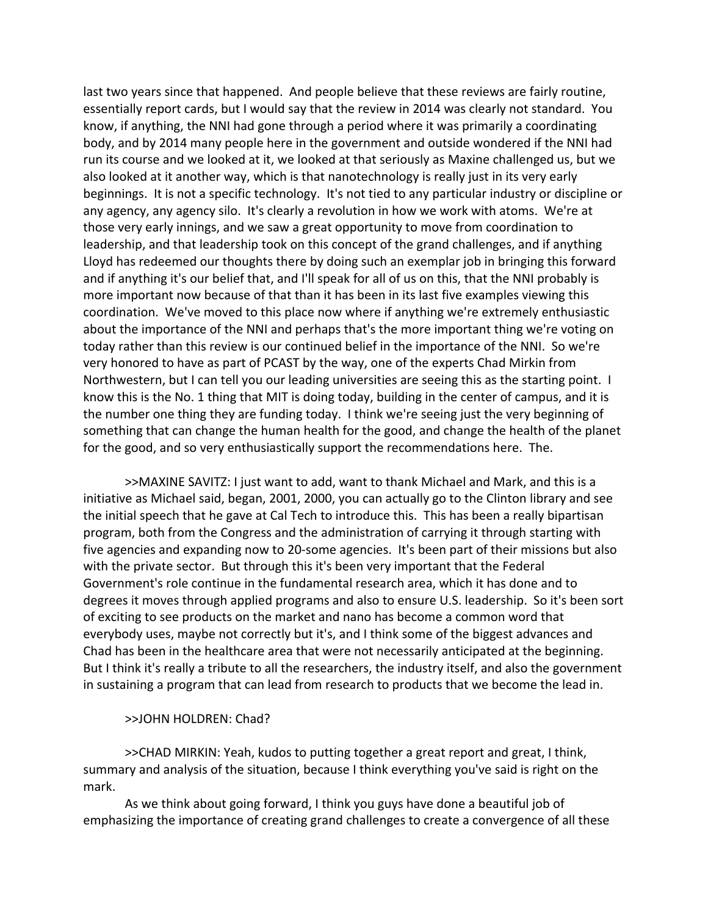last two years since that happened. And people believe that these reviews are fairly routine, essentially report cards, but I would say that the review in 2014 was clearly not standard. You know, if anything, the NNI had gone through a period where it was primarily a coordinating body, and by 2014 many people here in the government and outside wondered if the NNI had run its course and we looked at it, we looked at that seriously as Maxine challenged us, but we also looked at it another way, which is that nanotechnology is really just in its very early beginnings. It is not a specific technology. It's not tied to any particular industry or discipline or any agency, any agency silo. It's clearly a revolution in how we work with atoms. We're at those very early innings, and we saw a great opportunity to move from coordination to leadership, and that leadership took on this concept of the grand challenges, and if anything Lloyd has redeemed our thoughts there by doing such an exemplar job in bringing this forward and if anything it's our belief that, and I'll speak for all of us on this, that the NNI probably is more important now because of that than it has been in its last five examples viewing this coordination. We've moved to this place now where if anything we're extremely enthusiastic about the importance of the NNI and perhaps that's the more important thing we're voting on today rather than this review is our continued belief in the importance of the NNI. So we're very honored to have as part of PCAST by the way, one of the experts Chad Mirkin from Northwestern, but I can tell you our leading universities are seeing this as the starting point. I know this is the No. 1 thing that MIT is doing today, building in the center of campus, and it is the number one thing they are funding today. I think we're seeing just the very beginning of something that can change the human health for the good, and change the health of the planet for the good, and so very enthusiastically support the recommendations here. The.

>>MAXINE SAVITZ: I just want to add, want to thank Michael and Mark, and this is a initiative as Michael said, began, 2001, 2000, you can actually go to the Clinton library and see the initial speech that he gave at Cal Tech to introduce this. This has been a really bipartisan program, both from the Congress and the administration of carrying it through starting with five agencies and expanding now to 20-some agencies. It's been part of their missions but also with the private sector. But through this it's been very important that the Federal Government's role continue in the fundamental research area, which it has done and to degrees it moves through applied programs and also to ensure U.S. leadership. So it's been sort of exciting to see products on the market and nano has become a common word that everybody uses, maybe not correctly but it's, and I think some of the biggest advances and Chad has been in the healthcare area that were not necessarily anticipated at the beginning. But I think it's really a tribute to all the researchers, the industry itself, and also the government in sustaining a program that can lead from research to products that we become the lead in.

>>JOHN HOLDREN: Chad?

>>CHAD MIRKIN: Yeah, kudos to putting together a great report and great, I think, summary and analysis of the situation, because I think everything you've said is right on the mark.

As we think about going forward, I think you guys have done a beautiful job of emphasizing the importance of creating grand challenges to create a convergence of all these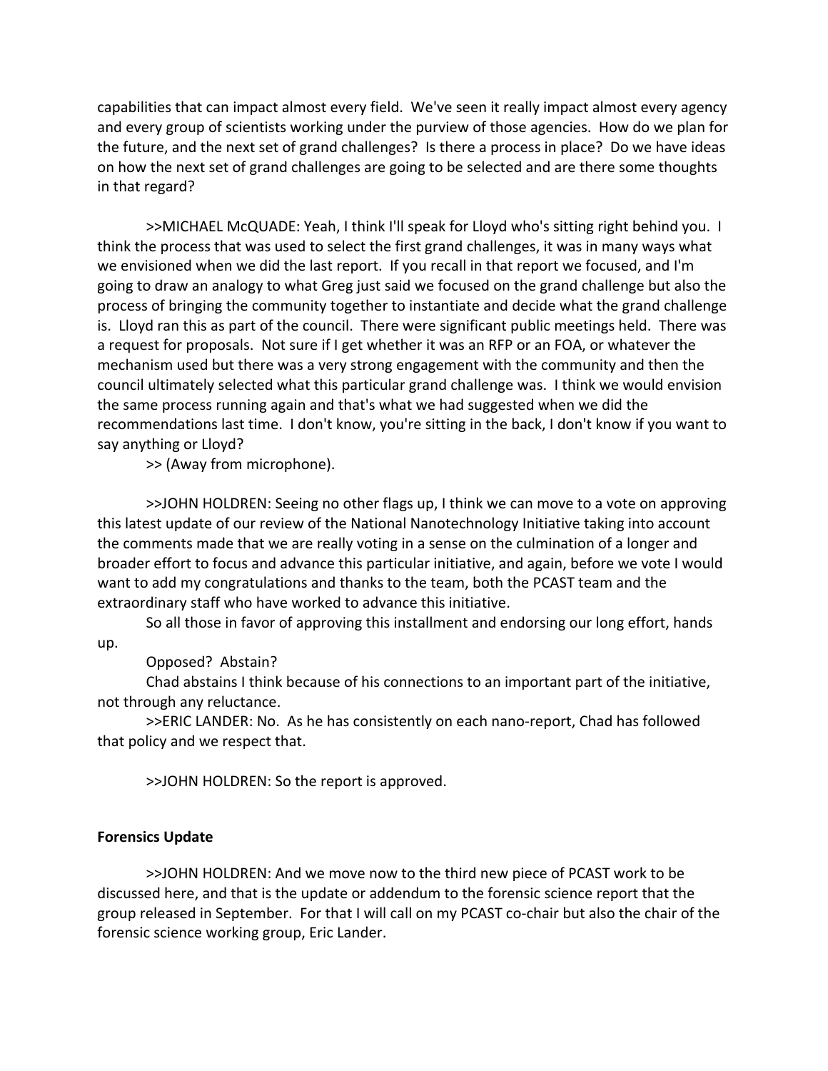capabilities that can impact almost every field. We've seen it really impact almost every agency and every group of scientists working under the purview of those agencies. How do we plan for the future, and the next set of grand challenges? Is there a process in place? Do we have ideas on how the next set of grand challenges are going to be selected and are there some thoughts in that regard?

>>MICHAEL McQUADE: Yeah, I think I'll speak for Lloyd who's sitting right behind you. I think the process that was used to select the first grand challenges, it was in many ways what we envisioned when we did the last report. If you recall in that report we focused, and I'm going to draw an analogy to what Greg just said we focused on the grand challenge but also the process of bringing the community together to instantiate and decide what the grand challenge is. Lloyd ran this as part of the council. There were significant public meetings held. There was a request for proposals. Not sure if I get whether it was an RFP or an FOA, or whatever the mechanism used but there was a very strong engagement with the community and then the council ultimately selected what this particular grand challenge was. I think we would envision the same process running again and that's what we had suggested when we did the recommendations last time. I don't know, you're sitting in the back, I don't know if you want to say anything or Lloyd?

>> (Away from microphone).

>>JOHN HOLDREN: Seeing no other flags up, I think we can move to a vote on approving this latest update of our review of the National Nanotechnology Initiative taking into account the comments made that we are really voting in a sense on the culmination of a longer and broader effort to focus and advance this particular initiative, and again, before we vote I would want to add my congratulations and thanks to the team, both the PCAST team and the extraordinary staff who have worked to advance this initiative.

So all those in favor of approving this installment and endorsing our long effort, hands up.

Opposed? Abstain?

Chad abstains I think because of his connections to an important part of the initiative, not through any reluctance.

>>ERIC LANDER: No. As he has consistently on each nano-report, Chad has followed that policy and we respect that.

>>JOHN HOLDREN: So the report is approved.

**Forensics Update**

>>JOHN HOLDREN: And we move now to the third new piece of PCAST work to be discussed here, and that is the update or addendum to the forensic science report that the group released in September. For that I will call on my PCAST co-chair but also the chair of the forensic science working group, Eric Lander.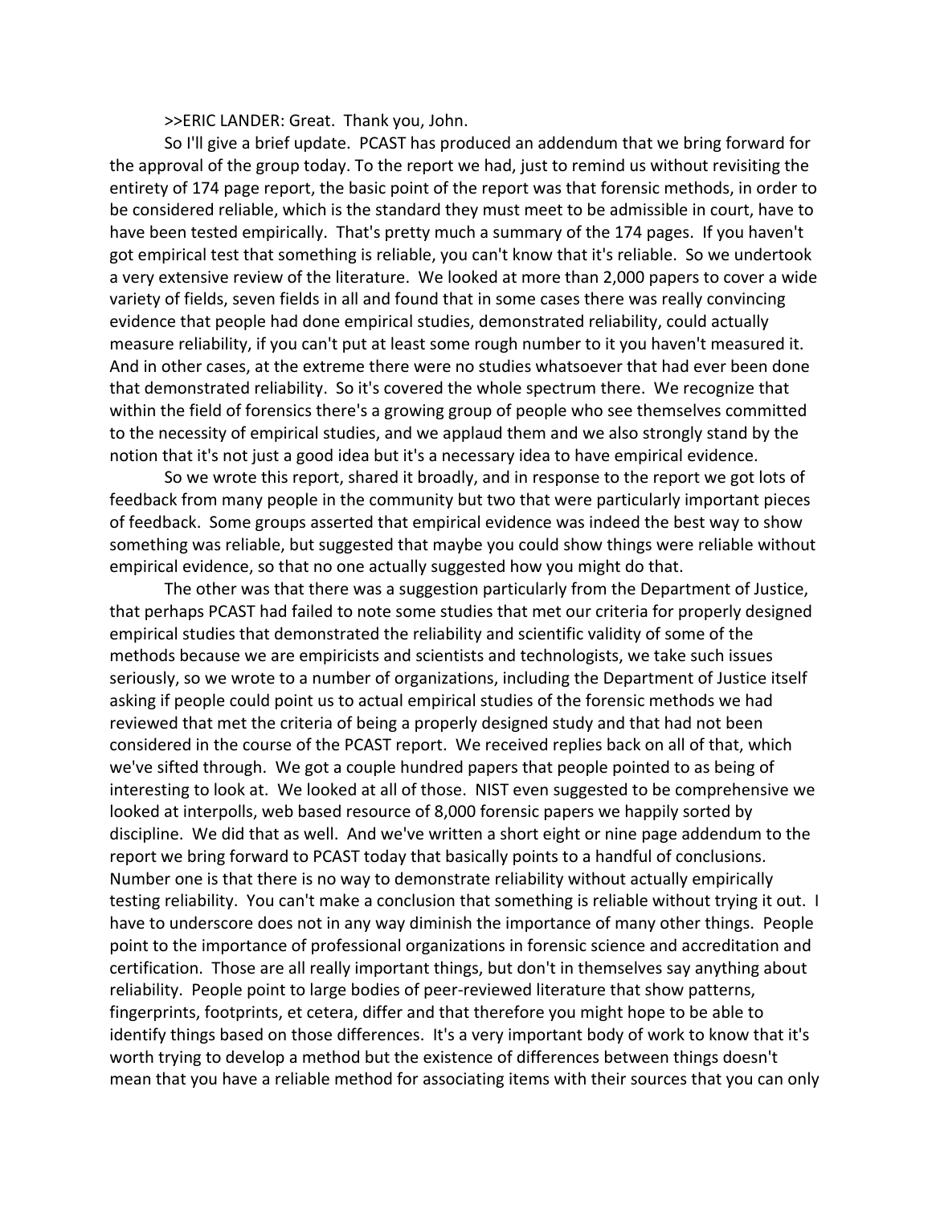>>ERIC LANDER: Great. Thank you, John.

So I'll give a brief update. PCAST has produced an addendum that we bring forward for the approval of the group today. To the report we had, just to remind us without revisiting the entirety of 174 page report, the basic point of the report was that forensic methods, in order to be considered reliable, which is the standard they must meet to be admissible in court, have to have been tested empirically. That's pretty much a summary of the 174 pages. If you haven't got empirical test that something is reliable, you can't know that it's reliable. So we undertook a very extensive review of the literature. We looked at more than 2,000 papers to cover a wide variety of fields, seven fields in all and found that in some cases there was really convincing evidence that people had done empirical studies, demonstrated reliability, could actually measure reliability, if you can't put at least some rough number to it you haven't measured it. And in other cases, at the extreme there were no studies whatsoever that had ever been done that demonstrated reliability. So it's covered the whole spectrum there. We recognize that within the field of forensics there's a growing group of people who see themselves committed to the necessity of empirical studies, and we applaud them and we also strongly stand by the notion that it's not just a good idea but it's a necessary idea to have empirical evidence.

So we wrote this report, shared it broadly, and in response to the report we got lots of feedback from many people in the community but two that were particularly important pieces of feedback. Some groups asserted that empirical evidence was indeed the best way to show something was reliable, but suggested that maybe you could show things were reliable without empirical evidence, so that no one actually suggested how you might do that.

The other was that there was a suggestion particularly from the Department of Justice, that perhaps PCAST had failed to note some studies that met our criteria for properly designed empirical studies that demonstrated the reliability and scientific validity of some of the methods because we are empiricists and scientists and technologists, we take such issues seriously, so we wrote to a number of organizations, including the Department of Justice itself asking if people could point us to actual empirical studies of the forensic methods we had reviewed that met the criteria of being a properly designed study and that had not been considered in the course of the PCAST report. We received replies back on all of that, which we've sifted through. We got a couple hundred papers that people pointed to as being of interesting to look at. We looked at all of those. NIST even suggested to be comprehensive we looked at interpolls, web based resource of 8,000 forensic papers we happily sorted by discipline. We did that as well. And we've written a short eight or nine page addendum to the report we bring forward to PCAST today that basically points to a handful of conclusions. Number one is that there is no way to demonstrate reliability without actually empirically testing reliability. You can't make a conclusion that something is reliable without trying it out. I have to underscore does not in any way diminish the importance of many other things. People point to the importance of professional organizations in forensic science and accreditation and certification. Those are all really important things, but don't in themselves say anything about reliability. People point to large bodies of peer-reviewed literature that show patterns, fingerprints, footprints, et cetera, differ and that therefore you might hope to be able to identify things based on those differences. It's a very important body of work to know that it's worth trying to develop a method but the existence of differences between things doesn't mean that you have a reliable method for associating items with their sources that you can only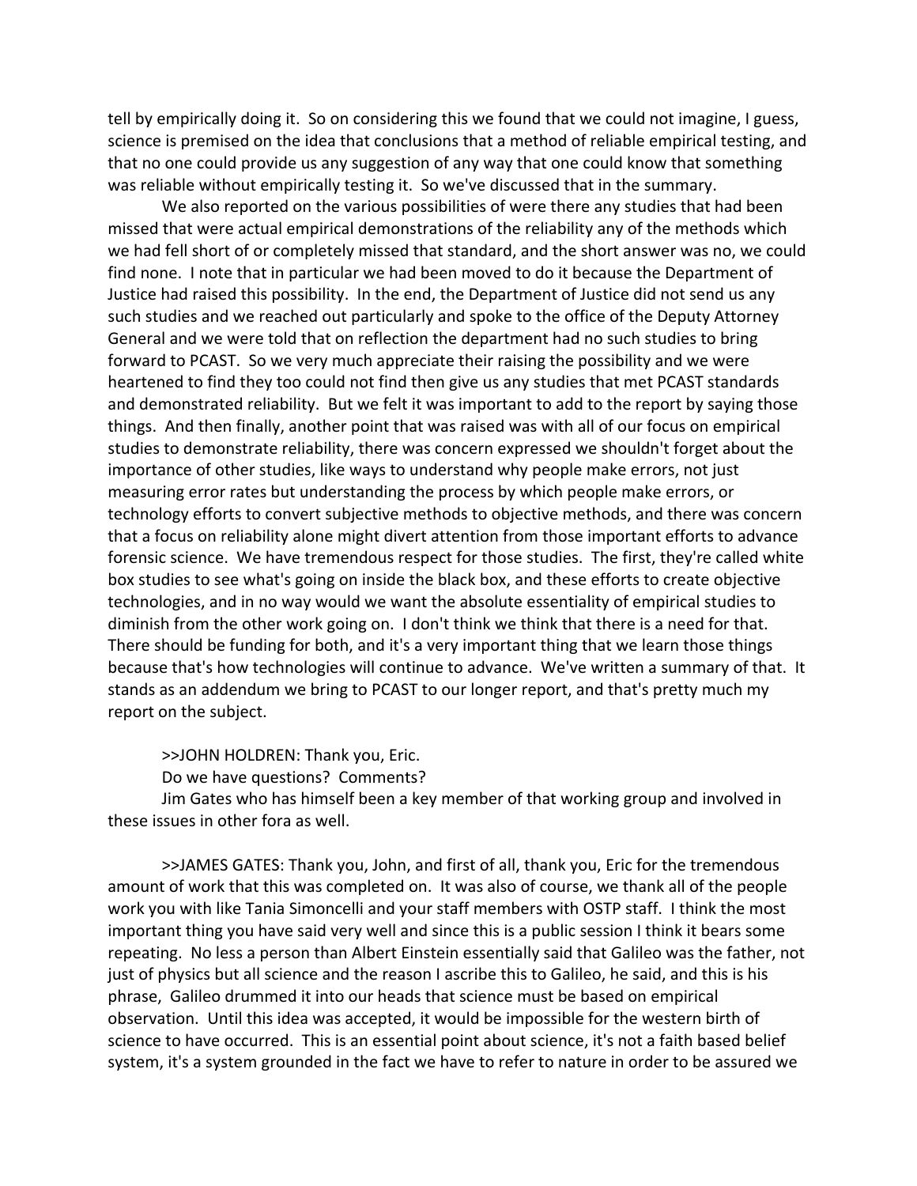tell by empirically doing it. So on considering this we found that we could not imagine, I guess, science is premised on the idea that conclusions that a method of reliable empirical testing, and that no one could provide us any suggestion of any way that one could know that something was reliable without empirically testing it. So we've discussed that in the summary.

We also reported on the various possibilities of were there any studies that had been missed that were actual empirical demonstrations of the reliability any of the methods which we had fell short of or completely missed that standard, and the short answer was no, we could find none. I note that in particular we had been moved to do it because the Department of Justice had raised this possibility. In the end, the Department of Justice did not send us any such studies and we reached out particularly and spoke to the office of the Deputy Attorney General and we were told that on reflection the department had no such studies to bring forward to PCAST. So we very much appreciate their raising the possibility and we were heartened to find they too could not find then give us any studies that met PCAST standards and demonstrated reliability. But we felt it was important to add to the report by saying those things. And then finally, another point that was raised was with all of our focus on empirical studies to demonstrate reliability, there was concern expressed we shouldn't forget about the importance of other studies, like ways to understand why people make errors, not just measuring error rates but understanding the process by which people make errors, or technology efforts to convert subjective methods to objective methods, and there was concern that a focus on reliability alone might divert attention from those important efforts to advance forensic science. We have tremendous respect for those studies. The first, they're called white box studies to see what's going on inside the black box, and these efforts to create objective technologies, and in no way would we want the absolute essentiality of empirical studies to diminish from the other work going on. I don't think we think that there is a need for that. There should be funding for both, and it's a very important thing that we learn those things because that's how technologies will continue to advance. We've written a summary of that. It stands as an addendum we bring to PCAST to our longer report, and that's pretty much my report on the subject.

>>JOHN HOLDREN: Thank you, Eric.

Do we have questions? Comments?

Jim Gates who has himself been a key member of that working group and involved in these issues in other fora as well.

>>JAMES GATES: Thank you, John, and first of all, thank you, Eric for the tremendous amount of work that this was completed on. It was also of course, we thank all of the people work you with like Tania Simoncelli and your staff members with OSTP staff. I think the most important thing you have said very well and since this is a public session I think it bears some repeating. No less a person than Albert Einstein essentially said that Galileo was the father, not just of physics but all science and the reason I ascribe this to Galileo, he said, and this is his phrase, Galileo drummed it into our heads that science must be based on empirical observation. Until this idea was accepted, it would be impossible for the western birth of science to have occurred. This is an essential point about science, it's not a faith based belief system, it's a system grounded in the fact we have to refer to nature in order to be assured we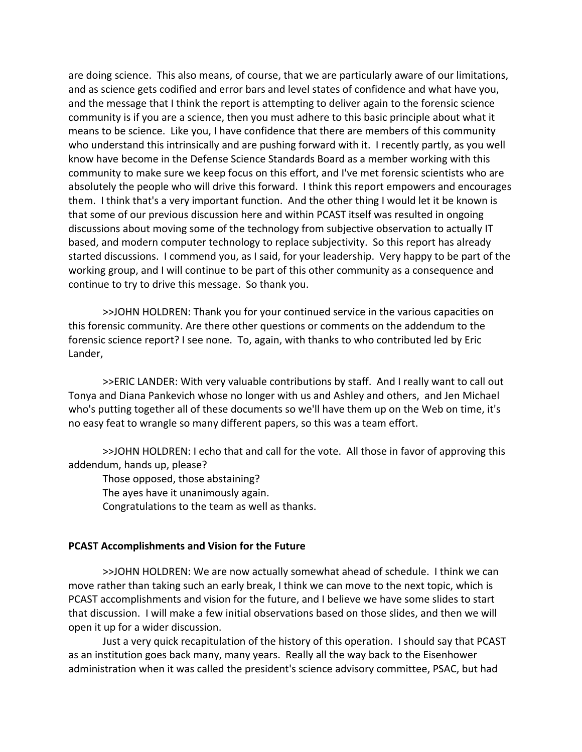are doing science. This also means, of course, that we are particularly aware of our limitations, and as science gets codified and error bars and level states of confidence and what have you, and the message that I think the report is attempting to deliver again to the forensic science community is if you are a science, then you must adhere to this basic principle about what it means to be science. Like you, I have confidence that there are members of this community who understand this intrinsically and are pushing forward with it. I recently partly, as you well know have become in the Defense Science Standards Board as a member working with this community to make sure we keep focus on this effort, and I've met forensic scientists who are absolutely the people who will drive this forward. I think this report empowers and encourages them. I think that's a very important function. And the other thing I would let it be known is that some of our previous discussion here and within PCAST itself was resulted in ongoing discussions about moving some of the technology from subjective observation to actually IT based, and modern computer technology to replace subjectivity. So this report has already started discussions. I commend you, as I said, for your leadership. Very happy to be part of the working group, and I will continue to be part of this other community as a consequence and continue to try to drive this message. So thank you.

>>JOHN HOLDREN: Thank you for your continued service in the various capacities on this forensic community. Are there other questions or comments on the addendum to the forensic science report? I see none. To, again, with thanks to who contributed led by Eric Lander,

>>ERIC LANDER: With very valuable contributions by staff. And I really want to call out Tonya and Diana Pankevich whose no longer with us and Ashley and others, and Jen Michael who's putting together all of these documents so we'll have them up on the Web on time, it's no easy feat to wrangle so many different papers, so this was a team effort.

>>JOHN HOLDREN: I echo that and call for the vote. All those in favor of approving this addendum, hands up, please?

Those opposed, those abstaining?

The ayes have it unanimously again.

Congratulations to the team as well as thanks.

**PCAST Accomplishments and Vision for the Future**

>>JOHN HOLDREN: We are now actually somewhat ahead of schedule. I think we can move rather than taking such an early break, I think we can move to the next topic, which is PCAST accomplishments and vision for the future, and I believe we have some slides to start that discussion. I will make a few initial observations based on those slides, and then we will open it up for a wider discussion.

Just a very quick recapitulation of the history of this operation. I should say that PCAST as an institution goes back many, many years. Really all the way back to the Eisenhower administration when it was called the president's science advisory committee, PSAC, but had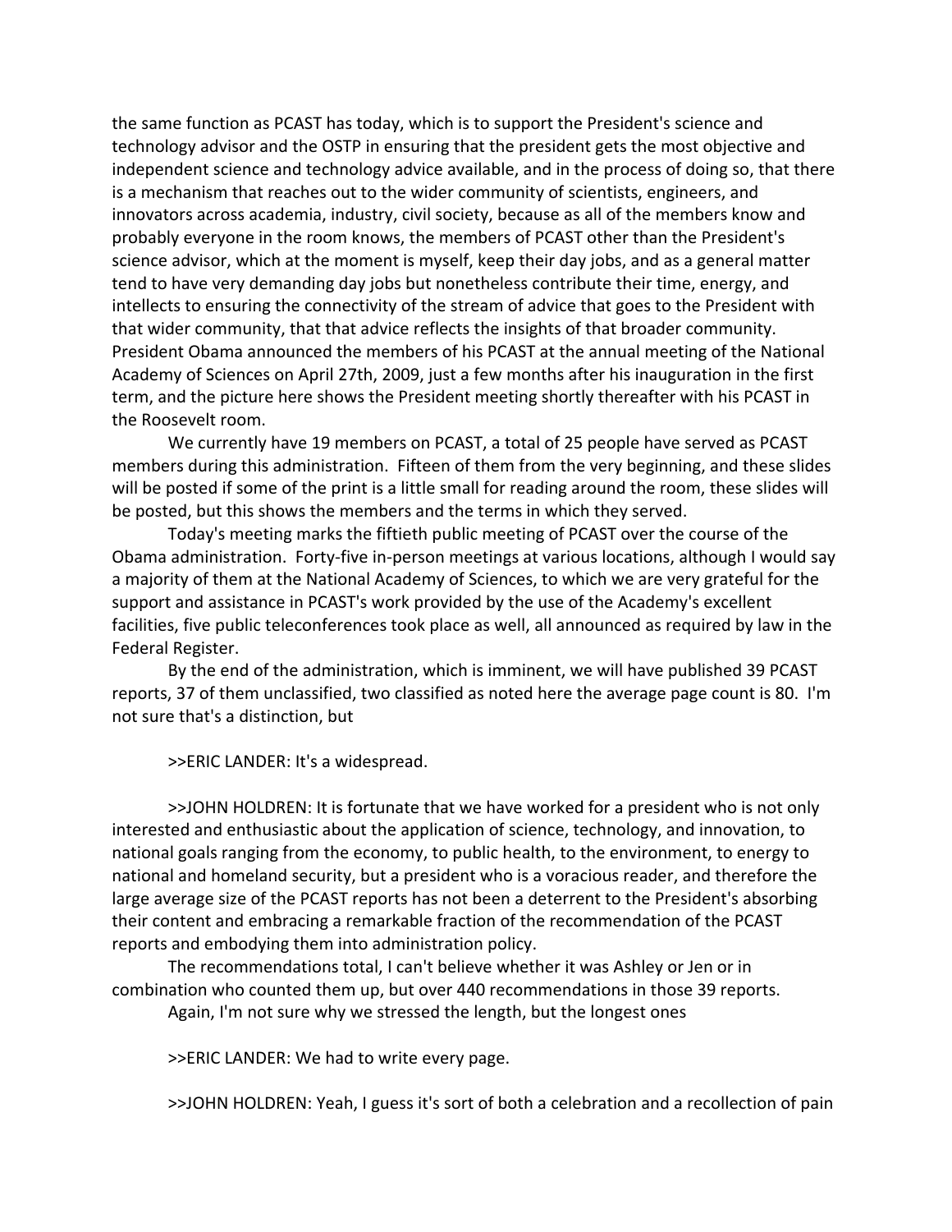the same function as PCAST has today, which is to support the President's science and technology advisor and the OSTP in ensuring that the president gets the most objective and independent science and technology advice available, and in the process of doing so, that there is a mechanism that reaches out to the wider community of scientists, engineers, and innovators across academia, industry, civil society, because as all of the members know and probably everyone in the room knows, the members of PCAST other than the President's science advisor, which at the moment is myself, keep their day jobs, and as a general matter tend to have very demanding day jobs but nonetheless contribute their time, energy, and intellects to ensuring the connectivity of the stream of advice that goes to the President with that wider community, that that advice reflects the insights of that broader community. President Obama announced the members of his PCAST at the annual meeting of the National Academy of Sciences on April 27th, 2009, just a few months after his inauguration in the first term, and the picture here shows the President meeting shortly thereafter with his PCAST in the Roosevelt room.

We currently have 19 members on PCAST, a total of 25 people have served as PCAST members during this administration. Fifteen of them from the very beginning, and these slides will be posted if some of the print is a little small for reading around the room, these slides will be posted, but this shows the members and the terms in which they served.

Today's meeting marks the fiftieth public meeting of PCAST over the course of the Obama administration. Forty-five in-person meetings at various locations, although I would say a majority of them at the National Academy of Sciences, to which we are very grateful for the support and assistance in PCAST's work provided by the use of the Academy's excellent facilities, five public teleconferences took place as well, all announced as required by law in the Federal Register.

By the end of the administration, which is imminent, we will have published 39 PCAST reports, 37 of them unclassified, two classified as noted here the average page count is 80. I'm not sure that's a distinction, but

>>ERIC LANDER: It's a widespread.

>>JOHN HOLDREN: It is fortunate that we have worked for a president who is not only interested and enthusiastic about the application of science, technology, and innovation, to national goals ranging from the economy, to public health, to the environment, to energy to national and homeland security, but a president who is a voracious reader, and therefore the large average size of the PCAST reports has not been a deterrent to the President's absorbing their content and embracing a remarkable fraction of the recommendation of the PCAST reports and embodying them into administration policy.

The recommendations total, I can't believe whether it was Ashley or Jen or in combination who counted them up, but over 440 recommendations in those 39 reports.

Again, I'm not sure why we stressed the length, but the longest ones

>>ERIC LANDER: We had to write every page.

>>JOHN HOLDREN: Yeah, I guess it's sort of both a celebration and a recollection of pain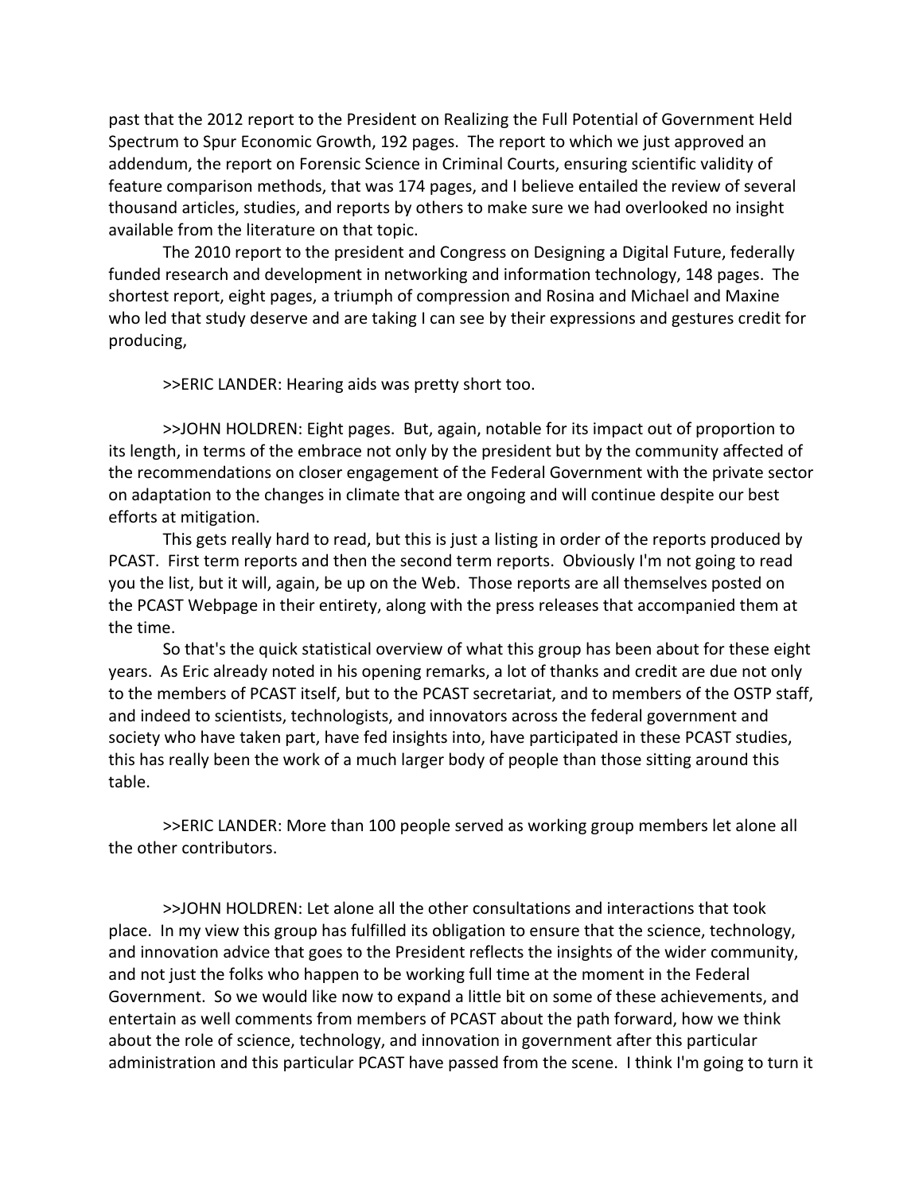past that the 2012 report to the President on Realizing the Full Potential of Government Held Spectrum to Spur Economic Growth, 192 pages. The report to which we just approved an addendum, the report on Forensic Science in Criminal Courts, ensuring scientific validity of feature comparison methods, that was 174 pages, and I believe entailed the review of several thousand articles, studies, and reports by others to make sure we had overlooked no insight available from the literature on that topic.

The 2010 report to the president and Congress on Designing a Digital Future, federally funded research and development in networking and information technology, 148 pages. The shortest report, eight pages, a triumph of compression and Rosina and Michael and Maxine who led that study deserve and are taking I can see by their expressions and gestures credit for producing,

>>ERIC LANDER: Hearing aids was pretty short too.

>>JOHN HOLDREN: Eight pages. But, again, notable for its impact out of proportion to its length, in terms of the embrace not only by the president but by the community affected of the recommendations on closer engagement of the Federal Government with the private sector on adaptation to the changes in climate that are ongoing and will continue despite our best efforts at mitigation.

This gets really hard to read, but this is just a listing in order of the reports produced by PCAST. First term reports and then the second term reports. Obviously I'm not going to read you the list, but it will, again, be up on the Web. Those reports are all themselves posted on the PCAST Webpage in their entirety, along with the press releases that accompanied them at the time.

So that's the quick statistical overview of what this group has been about for these eight years. As Eric already noted in his opening remarks, a lot of thanks and credit are due not only to the members of PCAST itself, but to the PCAST secretariat, and to members of the OSTP staff, and indeed to scientists, technologists, and innovators across the federal government and society who have taken part, have fed insights into, have participated in these PCAST studies, this has really been the work of a much larger body of people than those sitting around this table.

>>ERIC LANDER: More than 100 people served as working group members let alone all the other contributors.

>>JOHN HOLDREN: Let alone all the other consultations and interactions that took place. In my view this group has fulfilled its obligation to ensure that the science, technology, and innovation advice that goes to the President reflects the insights of the wider community, and not just the folks who happen to be working full time at the moment in the Federal Government. So we would like now to expand a little bit on some of these achievements, and entertain as well comments from members of PCAST about the path forward, how we think about the role of science, technology, and innovation in government after this particular administration and this particular PCAST have passed from the scene. I think I'm going to turn it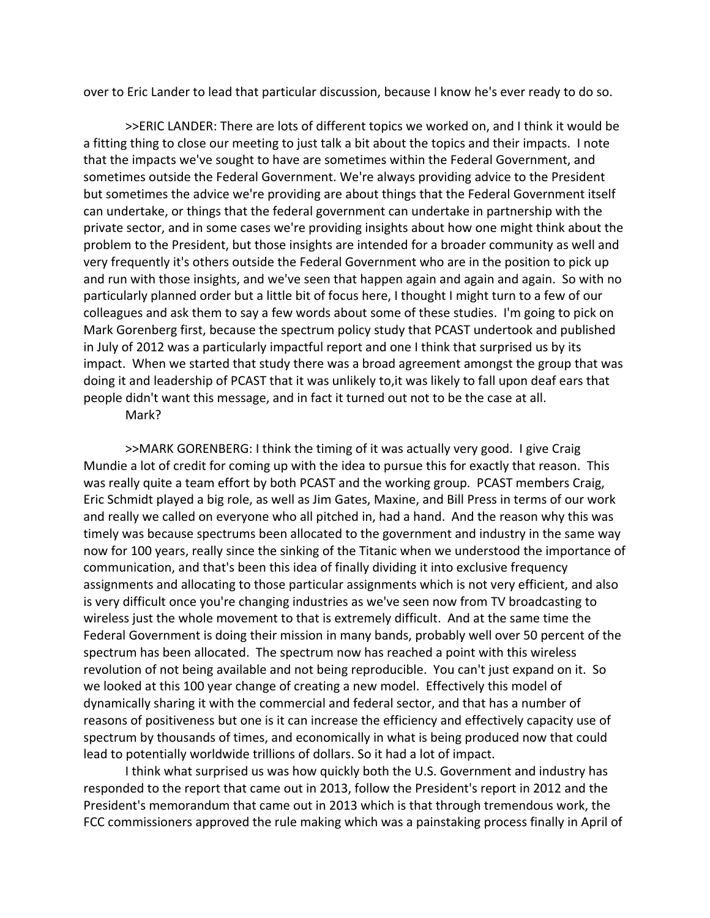over to Eric Lander to lead that particular discussion, because I know he's ever ready to do so.

>>ERIC LANDER: There are lots of different topics we worked on, and I think it would be a fitting thing to close our meeting to just talk a bit about the topics and their impacts. I note that the impacts we've sought to have are sometimes within the Federal Government, and sometimes outside the Federal Government. We're always providing advice to the President but sometimes the advice we're providing are about things that the Federal Government itself can undertake, or things that the federal government can undertake in partnership with the private sector, and in some cases we're providing insights about how one might think about the problem to the President, but those insights are intended for a broader community as well and very frequently it's others outside the Federal Government who are in the position to pick up and run with those insights, and we've seen that happen again and again and again. So with no particularly planned order but a little bit of focus here, I thought I might turn to a few of our colleagues and ask them to say a few words about some of these studies. I'm going to pick on Mark Gorenberg first, because the spectrum policy study that PCAST undertook and published in July of 2012 was a particularly impactful report and one I think that surprised us by its impact. When we started that study there was a broad agreement amongst the group that was doing it and leadership of PCAST that it was unlikely to,it was likely to fall upon deaf ears that people didn't want this message, and in fact it turned out not to be the case at all.

Mark?

>>MARK GORENBERG: I think the timing of it was actually very good. I give Craig Mundie a lot of credit for coming up with the idea to pursue this for exactly that reason. This was really quite a team effort by both PCAST and the working group. PCAST members Craig, Eric Schmidt played a big role, as well as Jim Gates, Maxine, and Bill Press in terms of our work and really we called on everyone who all pitched in, had a hand. And the reason why this was timely was because spectrums been allocated to the government and industry in the same way now for 100 years, really since the sinking of the Titanic when we understood the importance of communication, and that's been this idea of finally dividing it into exclusive frequency assignments and allocating to those particular assignments which is not very efficient, and also is very difficult once you're changing industries as we've seen now from TV broadcasting to wireless just the whole movement to that is extremely difficult. And at the same time the Federal Government is doing their mission in many bands, probably well over 50 percent of the spectrum has been allocated. The spectrum now has reached a point with this wireless revolution of not being available and not being reproducible. You can't just expand on it. So we looked at this 100 year change of creating a new model. Effectively this model of dynamically sharing it with the commercial and federal sector, and that has a number of reasons of positiveness but one is it can increase the efficiency and effectively capacity use of spectrum by thousands of times, and economically in what is being produced now that could lead to potentially worldwide trillions of dollars. So it had a lot of impact.

I think what surprised us was how quickly both the U.S. Government and industry has responded to the report that came out in 2013, follow the President's report in 2012 and the President's memorandum that came out in 2013 which is that through tremendous work, the FCC commissioners approved the rule making which was a painstaking process finally in April of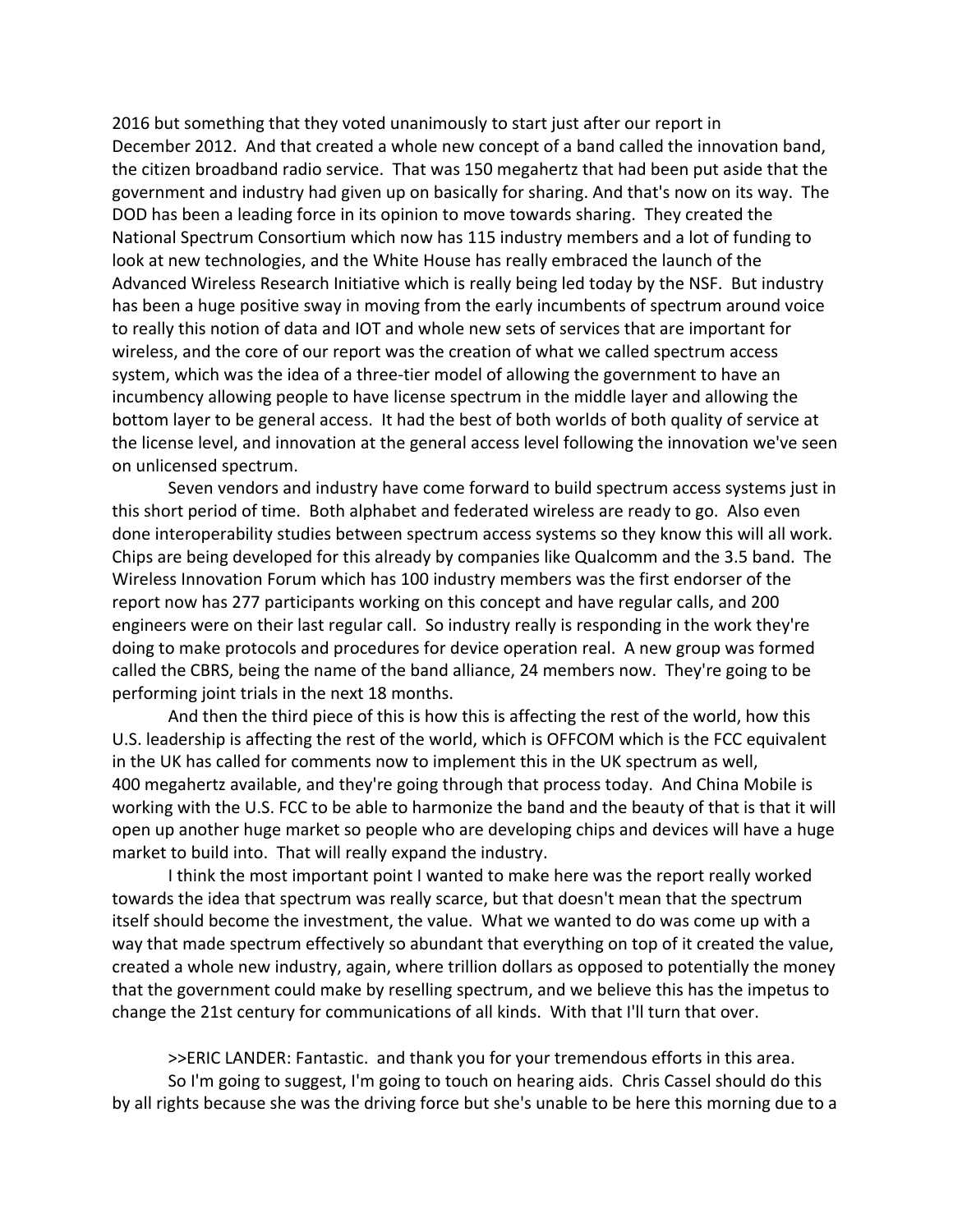2016 but something that they voted unanimously to start just after our report in December 2012. And that created a whole new concept of a band called the innovation band, the citizen broadband radio service. That was 150 megahertz that had been put aside that the government and industry had given up on basically for sharing. And that's now on its way. The DOD has been a leading force in its opinion to move towards sharing. They created the National Spectrum Consortium which now has 115 industry members and a lot of funding to look at new technologies, and the White House has really embraced the launch of the Advanced Wireless Research Initiative which is really being led today by the NSF. But industry has been a huge positive sway in moving from the early incumbents of spectrum around voice to really this notion of data and IOT and whole new sets of services that are important for wireless, and the core of our report was the creation of what we called spectrum access system, which was the idea of a three-tier model of allowing the government to have an incumbency allowing people to have license spectrum in the middle layer and allowing the bottom layer to be general access. It had the best of both worlds of both quality of service at the license level, and innovation at the general access level following the innovation we've seen on unlicensed spectrum.

Seven vendors and industry have come forward to build spectrum access systems just in this short period of time. Both alphabet and federated wireless are ready to go. Also even done interoperability studies between spectrum access systems so they know this will all work. Chips are being developed for this already by companies like Qualcomm and the 3.5 band. The Wireless Innovation Forum which has 100 industry members was the first endorser of the report now has 277 participants working on this concept and have regular calls, and 200 engineers were on their last regular call. So industry really is responding in the work they're doing to make protocols and procedures for device operation real. A new group was formed called the CBRS, being the name of the band alliance, 24 members now. They're going to be performing joint trials in the next 18 months.

And then the third piece of this is how this is affecting the rest of the world, how this U.S. leadership is affecting the rest of the world, which is OFFCOM which is the FCC equivalent in the UK has called for comments now to implement this in the UK spectrum as well, 400 megahertz available, and they're going through that process today. And China Mobile is working with the U.S. FCC to be able to harmonize the band and the beauty of that is that it will open up another huge market so people who are developing chips and devices will have a huge market to build into. That will really expand the industry.

I think the most important point I wanted to make here was the report really worked towards the idea that spectrum was really scarce, but that doesn't mean that the spectrum itself should become the investment, the value. What we wanted to do was come up with a way that made spectrum effectively so abundant that everything on top of it created the value, created a whole new industry, again, where trillion dollars as opposed to potentially the money that the government could make by reselling spectrum, and we believe this has the impetus to change the 21st century for communications of all kinds. With that I'll turn that over.

>>ERIC LANDER: Fantastic. and thank you for your tremendous efforts in this area.

So I'm going to suggest, I'm going to touch on hearing aids. Chris Cassel should do this by all rights because she was the driving force but she's unable to be here this morning due to a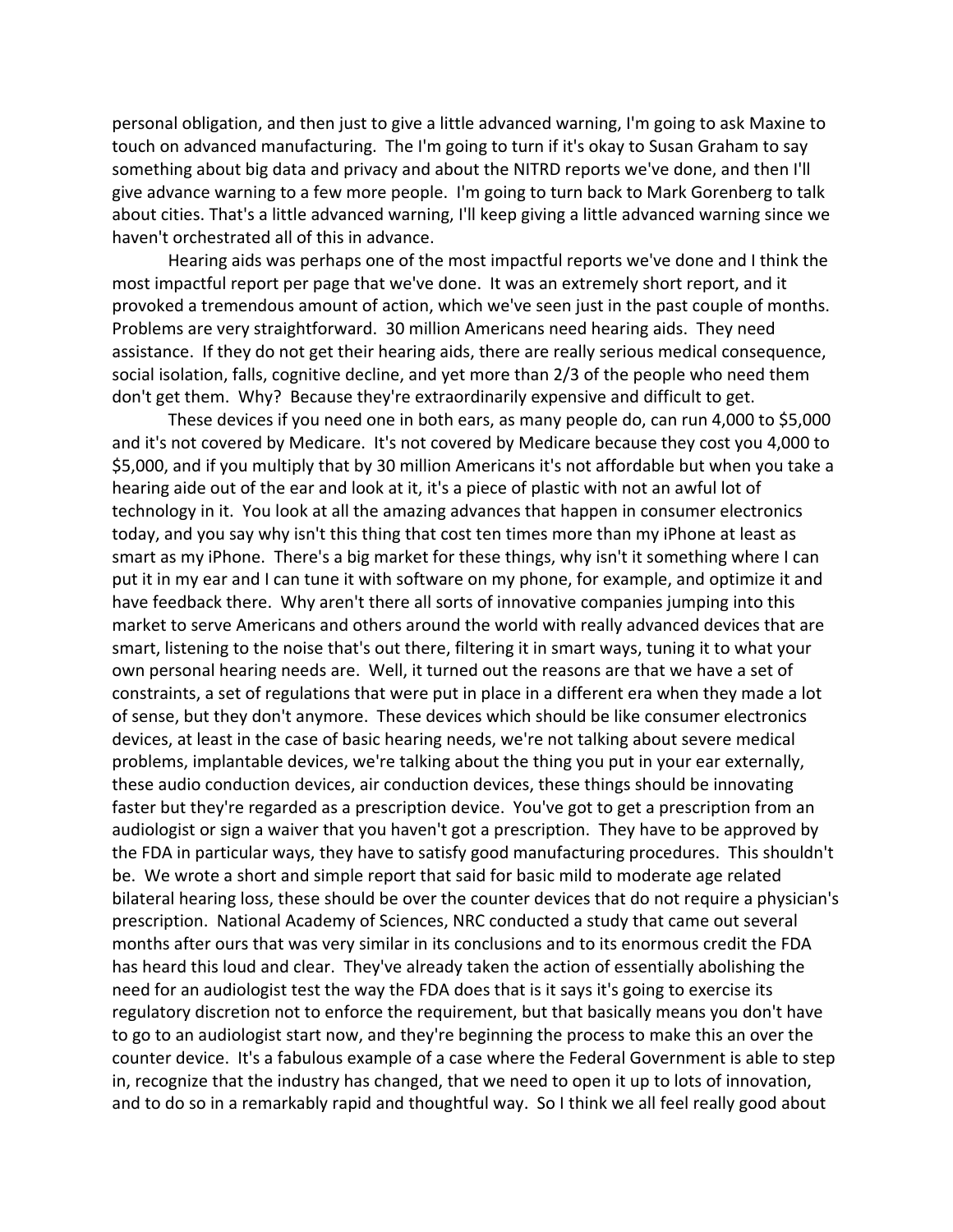personal obligation, and then just to give a little advanced warning, I'm going to ask Maxine to touch on advanced manufacturing. The I'm going to turn if it's okay to Susan Graham to say something about big data and privacy and about the NITRD reports we've done, and then I'll give advance warning to a few more people. I'm going to turn back to Mark Gorenberg to talk about cities. That's a little advanced warning, I'll keep giving a little advanced warning since we haven't orchestrated all of this in advance.

Hearing aids was perhaps one of the most impactful reports we've done and I think the most impactful report per page that we've done. It was an extremely short report, and it provoked a tremendous amount of action, which we've seen just in the past couple of months. Problems are very straightforward. 30 million Americans need hearing aids. They need assistance. If they do not get their hearing aids, there are really serious medical consequence, social isolation, falls, cognitive decline, and yet more than 2/3 of the people who need them don't get them. Why? Because they're extraordinarily expensive and difficult to get.

These devices if you need one in both ears, as many people do, can run 4,000 to $5,000 and it's not covered by Medicare. It's not covered by Medicare because they cost you 4,000 to $5,000, and if you multiply that by 30 million Americans it's not affordable but when you take a hearing aide out of the ear and look at it, it's a piece of plastic with not an awful lot of technology in it. You look at all the amazing advances that happen in consumer electronics today, and you say why isn't this thing that cost ten times more than my iPhone at least as smart as my iPhone. There's a big market for these things, why isn't it something where I can put it in my ear and I can tune it with software on my phone, for example, and optimize it and have feedback there. Why aren't there all sorts of innovative companies jumping into this market to serve Americans and others around the world with really advanced devices that are smart, listening to the noise that's out there, filtering it in smart ways, tuning it to what your own personal hearing needs are. Well, it turned out the reasons are that we have a set of constraints, a set of regulations that were put in place in a different era when they made a lot of sense, but they don't anymore. These devices which should be like consumer electronics devices, at least in the case of basic hearing needs, we're not talking about severe medical problems, implantable devices, we're talking about the thing you put in your ear externally, these audio conduction devices, air conduction devices, these things should be innovating faster but they're regarded as a prescription device. You've got to get a prescription from an audiologist or sign a waiver that you haven't got a prescription. They have to be approved by the FDA in particular ways, they have to satisfy good manufacturing procedures. This shouldn't be. We wrote a short and simple report that said for basic mild to moderate age related bilateral hearing loss, these should be over the counter devices that do not require a physician's prescription. National Academy of Sciences, NRC conducted a study that came out several months after ours that was very similar in its conclusions and to its enormous credit the FDA has heard this loud and clear. They've already taken the action of essentially abolishing the need for an audiologist test the way the FDA does that is it says it's going to exercise its regulatory discretion not to enforce the requirement, but that basically means you don't have to go to an audiologist start now, and they're beginning the process to make this an over the counter device. It's a fabulous example of a case where the Federal Government is able to step in, recognize that the industry has changed, that we need to open it up to lots of innovation, and to do so in a remarkably rapid and thoughtful way. So I think we all feel really good about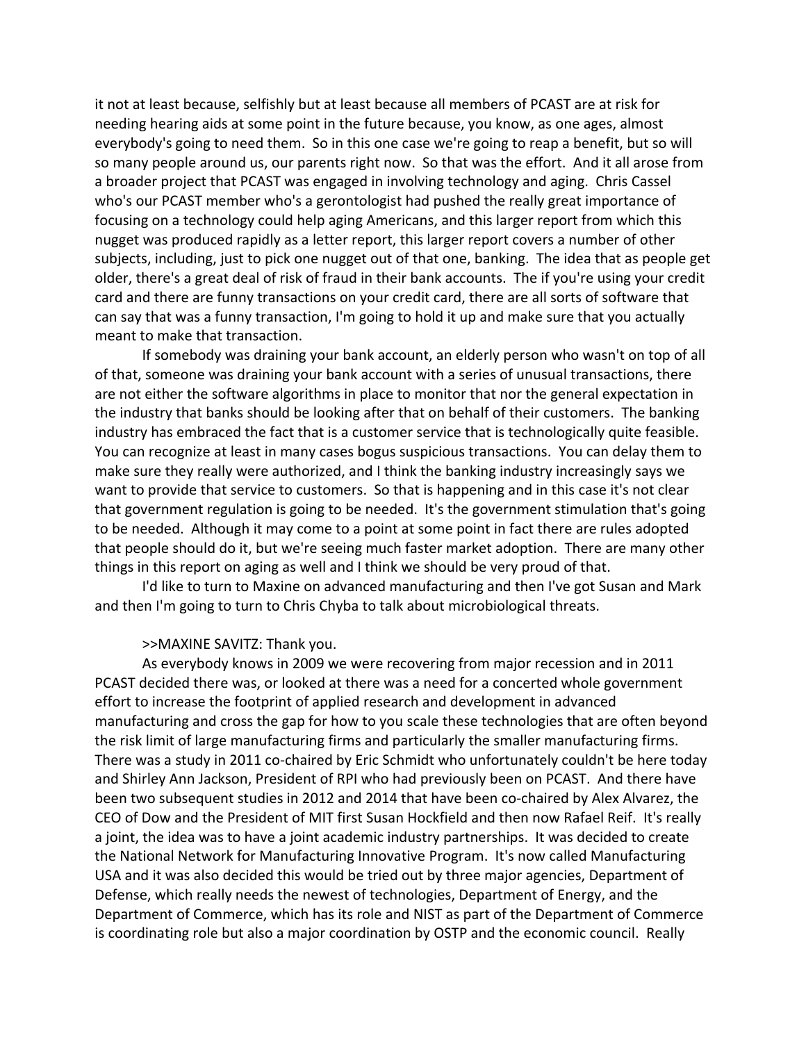it not at least because, selfishly but at least because all members of PCAST are at risk for needing hearing aids at some point in the future because, you know, as one ages, almost everybody's going to need them. So in this one case we're going to reap a benefit, but so will so many people around us, our parents right now. So that was the effort. And it all arose from a broader project that PCAST was engaged in involving technology and aging. Chris Cassel who's our PCAST member who's a gerontologist had pushed the really great importance of focusing on a technology could help aging Americans, and this larger report from which this nugget was produced rapidly as a letter report, this larger report covers a number of other subjects, including, just to pick one nugget out of that one, banking. The idea that as people get older, there's a great deal of risk of fraud in their bank accounts. The if you're using your credit card and there are funny transactions on your credit card, there are all sorts of software that can say that was a funny transaction, I'm going to hold it up and make sure that you actually meant to make that transaction.

If somebody was draining your bank account, an elderly person who wasn't on top of all of that, someone was draining your bank account with a series of unusual transactions, there are not either the software algorithms in place to monitor that nor the general expectation in the industry that banks should be looking after that on behalf of their customers. The banking industry has embraced the fact that is a customer service that is technologically quite feasible. You can recognize at least in many cases bogus suspicious transactions. You can delay them to make sure they really were authorized, and I think the banking industry increasingly says we want to provide that service to customers. So that is happening and in this case it's not clear that government regulation is going to be needed. It's the government stimulation that's going to be needed. Although it may come to a point at some point in fact there are rules adopted that people should do it, but we're seeing much faster market adoption. There are many other things in this report on aging as well and I think we should be very proud of that.

I'd like to turn to Maxine on advanced manufacturing and then I've got Susan and Mark and then I'm going to turn to Chris Chyba to talk about microbiological threats.

>>MAXINE SAVITZ: Thank you.

As everybody knows in 2009 we were recovering from major recession and in 2011 PCAST decided there was, or looked at there was a need for a concerted whole government effort to increase the footprint of applied research and development in advanced manufacturing and cross the gap for how to you scale these technologies that are often beyond the risk limit of large manufacturing firms and particularly the smaller manufacturing firms. There was a study in 2011 co-chaired by Eric Schmidt who unfortunately couldn't be here today and Shirley Ann Jackson, President of RPI who had previously been on PCAST. And there have been two subsequent studies in 2012 and 2014 that have been co-chaired by Alex Alvarez, the CEO of Dow and the President of MIT first Susan Hockfield and then now Rafael Reif. It's really a joint, the idea was to have a joint academic industry partnerships. It was decided to create the National Network for Manufacturing Innovative Program. It's now called Manufacturing USA and it was also decided this would be tried out by three major agencies, Department of Defense, which really needs the newest of technologies, Department of Energy, and the Department of Commerce, which has its role and NIST as part of the Department of Commerce is coordinating role but also a major coordination by OSTP and the economic council. Really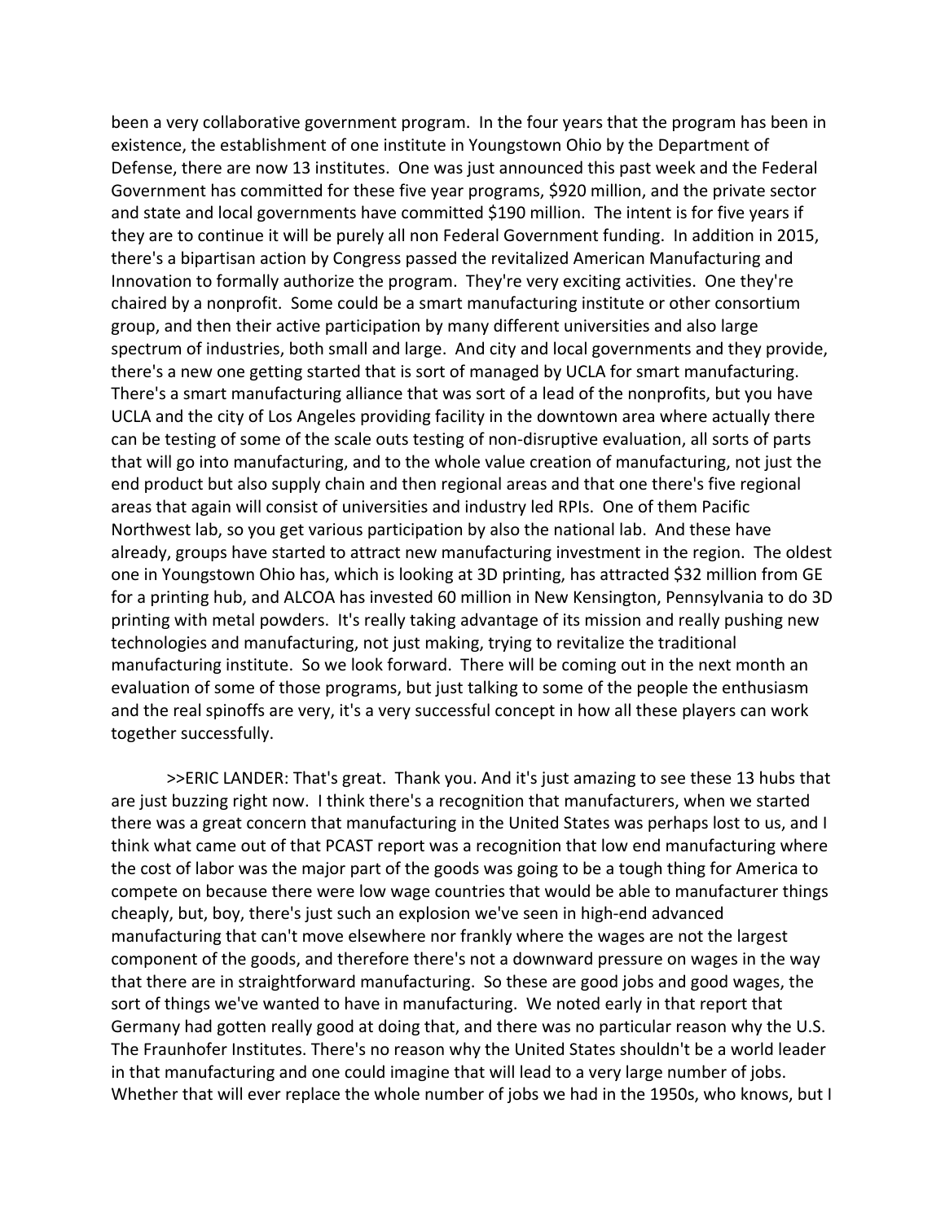been a very collaborative government program. In the four years that the program has been in existence, the establishment of one institute in Youngstown Ohio by the Department of Defense, there are now 13 institutes. One was just announced this past week and the Federal Government has committed for these five year programs, $920 million, and the private sector and state and local governments have committed $190 million. The intent is for five years if they are to continue it will be purely all non Federal Government funding. In addition in 2015, there's a bipartisan action by Congress passed the revitalized American Manufacturing and Innovation to formally authorize the program. They're very exciting activities. One they're chaired by a nonprofit. Some could be a smart manufacturing institute or other consortium group, and then their active participation by many different universities and also large spectrum of industries, both small and large. And city and local governments and they provide, there's a new one getting started that is sort of managed by UCLA for smart manufacturing. There's a smart manufacturing alliance that was sort of a lead of the nonprofits, but you have UCLA and the city of Los Angeles providing facility in the downtown area where actually there can be testing of some of the scale outs testing of non-disruptive evaluation, all sorts of parts that will go into manufacturing, and to the whole value creation of manufacturing, not just the end product but also supply chain and then regional areas and that one there's five regional areas that again will consist of universities and industry led RPIs. One of them Pacific Northwest lab, so you get various participation by also the national lab. And these have already, groups have started to attract new manufacturing investment in the region. The oldest one in Youngstown Ohio has, which is looking at 3D printing, has attracted $32 million from GE for a printing hub, and ALCOA has invested 60 million in New Kensington, Pennsylvania to do 3D printing with metal powders. It's really taking advantage of its mission and really pushing new technologies and manufacturing, not just making, trying to revitalize the traditional manufacturing institute. So we look forward. There will be coming out in the next month an evaluation of some of those programs, but just talking to some of the people the enthusiasm and the real spinoffs are very, it's a very successful concept in how all these players can work together successfully.

>>ERIC LANDER: That's great. Thank you. And it's just amazing to see these 13 hubs that are just buzzing right now. I think there's a recognition that manufacturers, when we started there was a great concern that manufacturing in the United States was perhaps lost to us, and I think what came out of that PCAST report was a recognition that low end manufacturing where the cost of labor was the major part of the goods was going to be a tough thing for America to compete on because there were low wage countries that would be able to manufacturer things cheaply, but, boy, there's just such an explosion we've seen in high-end advanced manufacturing that can't move elsewhere nor frankly where the wages are not the largest component of the goods, and therefore there's not a downward pressure on wages in the way that there are in straightforward manufacturing. So these are good jobs and good wages, the sort of things we've wanted to have in manufacturing. We noted early in that report that Germany had gotten really good at doing that, and there was no particular reason why the U.S. The Fraunhofer Institutes. There's no reason why the United States shouldn't be a world leader in that manufacturing and one could imagine that will lead to a very large number of jobs. Whether that will ever replace the whole number of jobs we had in the 1950s, who knows, but I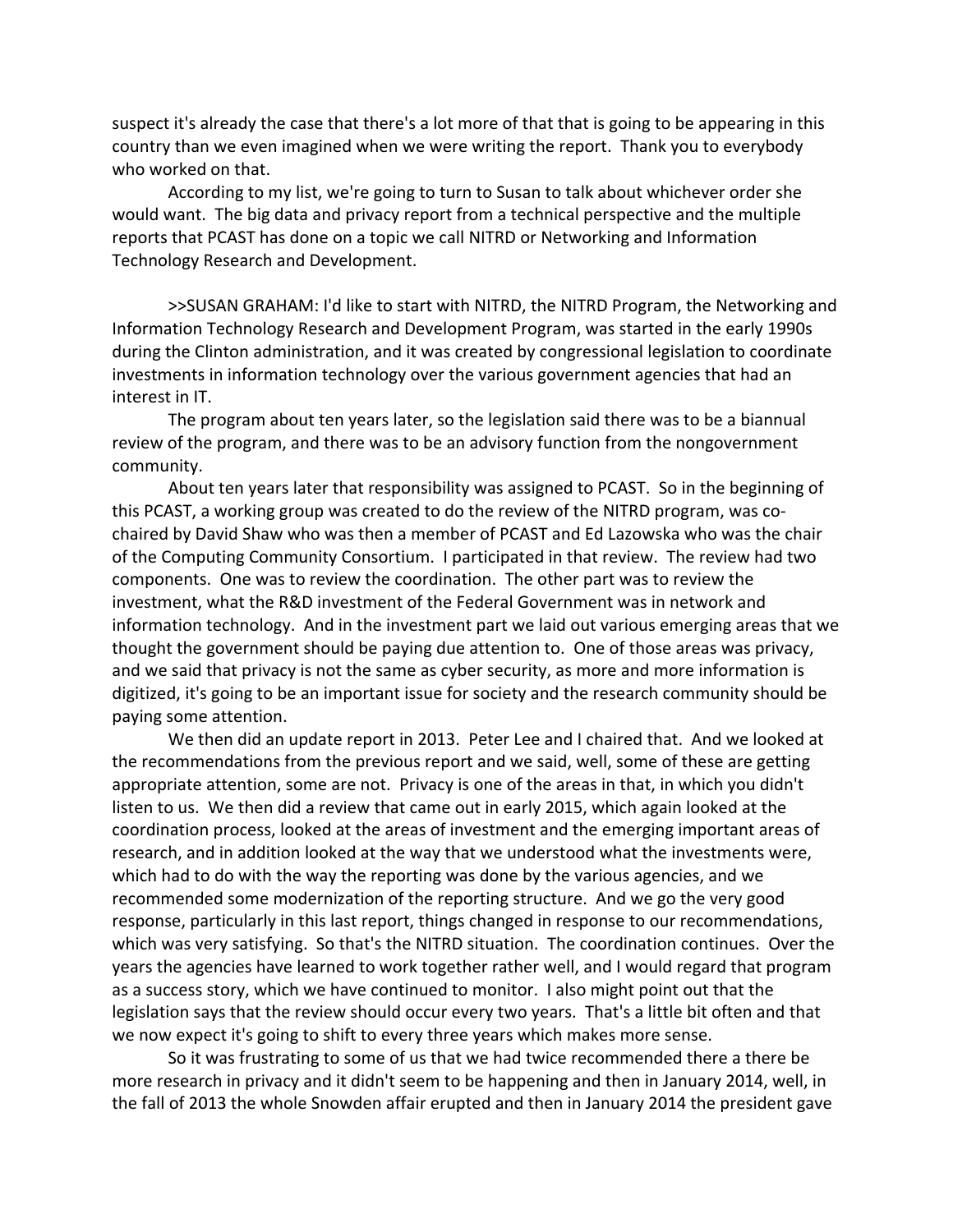suspect it's already the case that there's a lot more of that that is going to be appearing in this country than we even imagined when we were writing the report. Thank you to everybody who worked on that.

According to my list, we're going to turn to Susan to talk about whichever order she would want. The big data and privacy report from a technical perspective and the multiple reports that PCAST has done on a topic we call NITRD or Networking and Information Technology Research and Development.

>>SUSAN GRAHAM: I'd like to start with NITRD, the NITRD Program, the Networking and Information Technology Research and Development Program, was started in the early 1990s during the Clinton administration, and it was created by congressional legislation to coordinate investments in information technology over the various government agencies that had an interest in IT.

The program about ten years later, so the legislation said there was to be a biannual review of the program, and there was to be an advisory function from the nongovernment community.

About ten years later that responsibility was assigned to PCAST. So in the beginning of this PCAST, a working group was created to do the review of the NITRD program, was co-chaired by David Shaw who was then a member of PCAST and Ed Lazowska who was the chair of the Computing Community Consortium. I participated in that review. The review had two components. One was to review the coordination. The other part was to review the investment, what the R&D investment of the Federal Government was in network and information technology. And in the investment part we laid out various emerging areas that we thought the government should be paying due attention to. One of those areas was privacy, and we said that privacy is not the same as cyber security, as more and more information is digitized, it's going to be an important issue for society and the research community should be paying some attention.

We then did an update report in 2013. Peter Lee and I chaired that. And we looked at the recommendations from the previous report and we said, well, some of these are getting appropriate attention, some are not. Privacy is one of the areas in that, in which you didn't listen to us. We then did a review that came out in early 2015, which again looked at the coordination process, looked at the areas of investment and the emerging important areas of research, and in addition looked at the way that we understood what the investments were, which had to do with the way the reporting was done by the various agencies, and we recommended some modernization of the reporting structure. And we go the very good response, particularly in this last report, things changed in response to our recommendations, which was very satisfying. So that's the NITRD situation. The coordination continues. Over the years the agencies have learned to work together rather well, and I would regard that program as a success story, which we have continued to monitor. I also might point out that the legislation says that the review should occur every two years. That's a little bit often and that we now expect it's going to shift to every three years which makes more sense.

So it was frustrating to some of us that we had twice recommended there a there be more research in privacy and it didn't seem to be happening and then in January 2014, well, in the fall of 2013 the whole Snowden affair erupted and then in January 2014 the president gave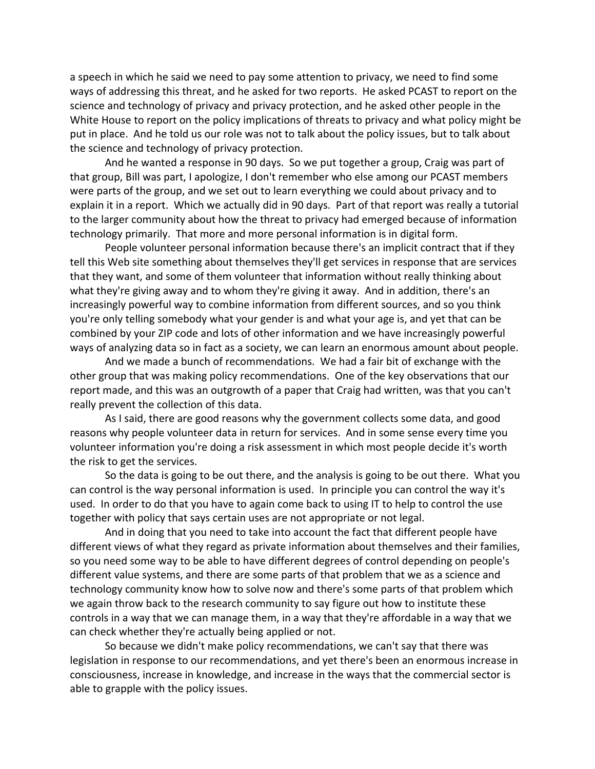a speech in which he said we need to pay some attention to privacy, we need to find some ways of addressing this threat, and he asked for two reports. He asked PCAST to report on the science and technology of privacy and privacy protection, and he asked other people in the White House to report on the policy implications of threats to privacy and what policy might be put in place. And he told us our role was not to talk about the policy issues, but to talk about the science and technology of privacy protection.

And he wanted a response in 90 days. So we put together a group, Craig was part of that group, Bill was part, I apologize, I don't remember who else among our PCAST members were parts of the group, and we set out to learn everything we could about privacy and to explain it in a report. Which we actually did in 90 days. Part of that report was really a tutorial to the larger community about how the threat to privacy had emerged because of information technology primarily. That more and more personal information is in digital form.

People volunteer personal information because there's an implicit contract that if they tell this Web site something about themselves they'll get services in response that are services that they want, and some of them volunteer that information without really thinking about what they're giving away and to whom they're giving it away. And in addition, there's an increasingly powerful way to combine information from different sources, and so you think you're only telling somebody what your gender is and what your age is, and yet that can be combined by your ZIP code and lots of other information and we have increasingly powerful ways of analyzing data so in fact as a society, we can learn an enormous amount about people.

And we made a bunch of recommendations. We had a fair bit of exchange with the other group that was making policy recommendations. One of the key observations that our report made, and this was an outgrowth of a paper that Craig had written, was that you can't really prevent the collection of this data.

As I said, there are good reasons why the government collects some data, and good reasons why people volunteer data in return for services. And in some sense every time you volunteer information you're doing a risk assessment in which most people decide it's worth the risk to get the services.

So the data is going to be out there, and the analysis is going to be out there. What you can control is the way personal information is used. In principle you can control the way it's used. In order to do that you have to again come back to using IT to help to control the use together with policy that says certain uses are not appropriate or not legal.

And in doing that you need to take into account the fact that different people have different views of what they regard as private information about themselves and their families, so you need some way to be able to have different degrees of control depending on people's different value systems, and there are some parts of that problem that we as a science and technology community know how to solve now and there's some parts of that problem which we again throw back to the research community to say figure out how to institute these controls in a way that we can manage them, in a way that they're affordable in a way that we can check whether they're actually being applied or not.

So because we didn't make policy recommendations, we can't say that there was legislation in response to our recommendations, and yet there's been an enormous increase in consciousness, increase in knowledge, and increase in the ways that the commercial sector is able to grapple with the policy issues.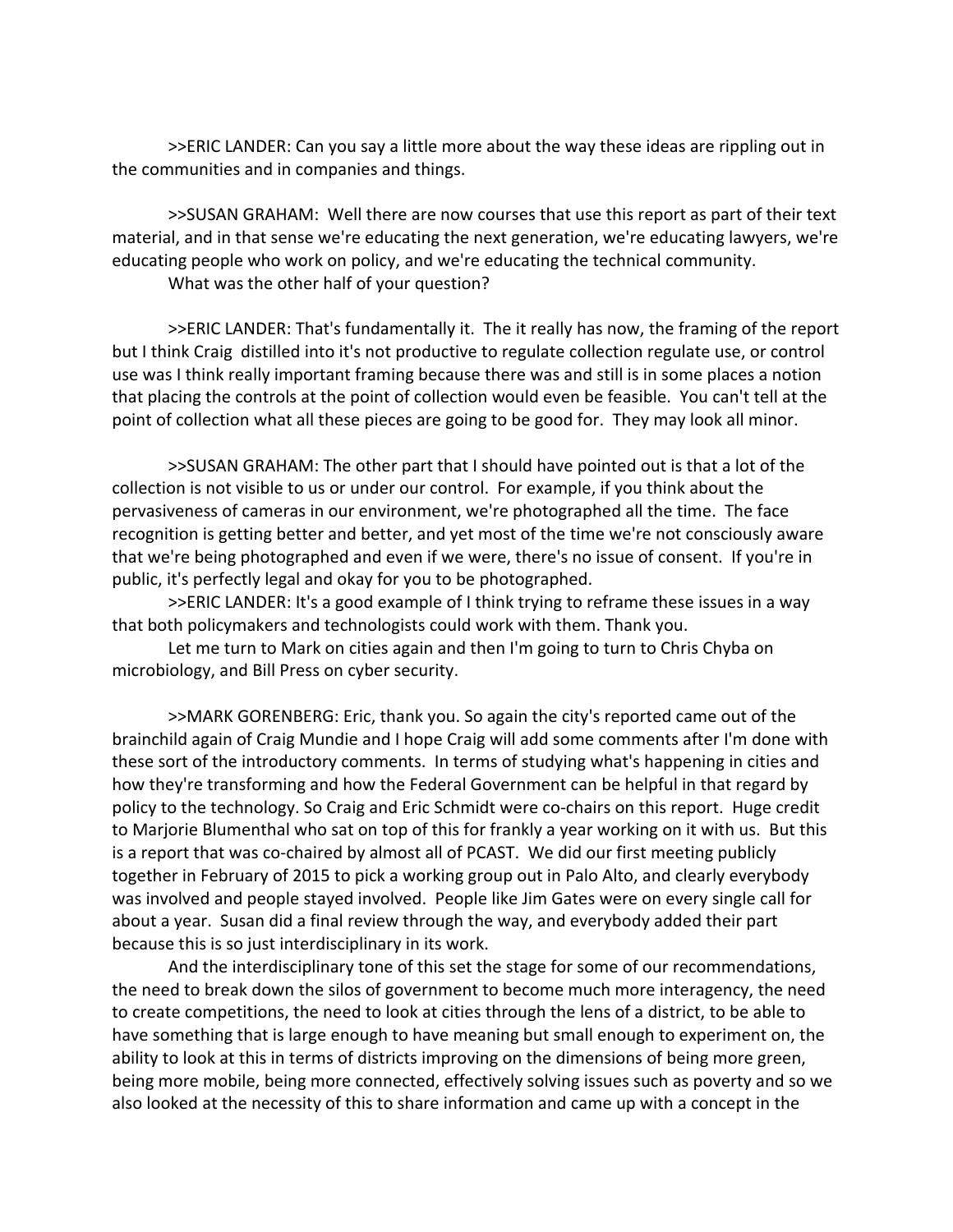>>ERIC LANDER: Can you say a little more about the way these ideas are rippling out in the communities and in companies and things.

>>SUSAN GRAHAM: Well there are now courses that use this report as part of their text material, and in that sense we're educating the next generation, we're educating lawyers, we're educating people who work on policy, and we're educating the technical community.

What was the other half of your question?

>>ERIC LANDER: That's fundamentally it. The it really has now, the framing of the report but I think Craig distilled into it's not productive to regulate collection regulate use, or control use was I think really important framing because there was and still is in some places a notion that placing the controls at the point of collection would even be feasible. You can't tell at the point of collection what all these pieces are going to be good for. They may look all minor.

>>SUSAN GRAHAM: The other part that I should have pointed out is that a lot of the collection is not visible to us or under our control. For example, if you think about the pervasiveness of cameras in our environment, we're photographed all the time. The face recognition is getting better and better, and yet most of the time we're not consciously aware that we're being photographed and even if we were, there's no issue of consent. If you're in public, it's perfectly legal and okay for you to be photographed.

>>ERIC LANDER: It's a good example of I think trying to reframe these issues in a way that both policymakers and technologists could work with them. Thank you.

Let me turn to Mark on cities again and then I'm going to turn to Chris Chyba on microbiology, and Bill Press on cyber security.

>>MARK GORENBERG: Eric, thank you. So again the city's reported came out of the brainchild again of Craig Mundie and I hope Craig will add some comments after I'm done with these sort of the introductory comments. In terms of studying what's happening in cities and how they're transforming and how the Federal Government can be helpful in that regard by policy to the technology. So Craig and Eric Schmidt were co-chairs on this report. Huge credit to Marjorie Blumenthal who sat on top of this for frankly a year working on it with us. But this is a report that was co-chaired by almost all of PCAST. We did our first meeting publicly together in February of 2015 to pick a working group out in Palo Alto, and clearly everybody was involved and people stayed involved. People like Jim Gates were on every single call for about a year. Susan did a final review through the way, and everybody added their part because this is so just interdisciplinary in its work.

And the interdisciplinary tone of this set the stage for some of our recommendations, the need to break down the silos of government to become much more interagency, the need to create competitions, the need to look at cities through the lens of a district, to be able to have something that is large enough to have meaning but small enough to experiment on, the ability to look at this in terms of districts improving on the dimensions of being more green, being more mobile, being more connected, effectively solving issues such as poverty and so we also looked at the necessity of this to share information and came up with a concept in the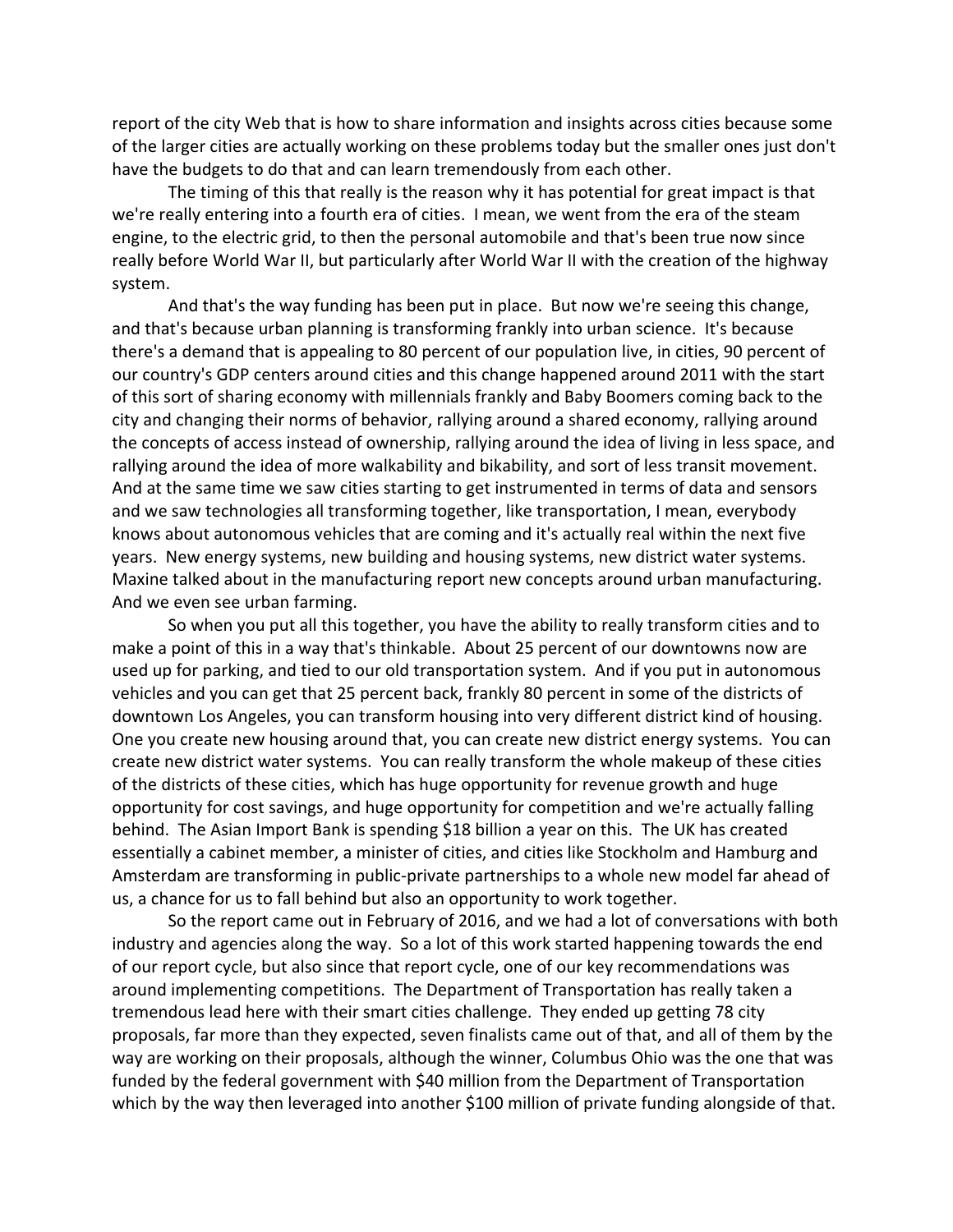report of the city Web that is how to share information and insights across cities because some of the larger cities are actually working on these problems today but the smaller ones just don't have the budgets to do that and can learn tremendously from each other.

The timing of this that really is the reason why it has potential for great impact is that we're really entering into a fourth era of cities. I mean, we went from the era of the steam engine, to the electric grid, to then the personal automobile and that's been true now since really before World War II, but particularly after World War II with the creation of the highway system.

And that's the way funding has been put in place. But now we're seeing this change, and that's because urban planning is transforming frankly into urban science. It's because there's a demand that is appealing to 80 percent of our population live, in cities, 90 percent of our country's GDP centers around cities and this change happened around 2011 with the start of this sort of sharing economy with millennials frankly and Baby Boomers coming back to the city and changing their norms of behavior, rallying around a shared economy, rallying around the concepts of access instead of ownership, rallying around the idea of living in less space, and rallying around the idea of more walkability and bikability, and sort of less transit movement. And at the same time we saw cities starting to get instrumented in terms of data and sensors and we saw technologies all transforming together, like transportation, I mean, everybody knows about autonomous vehicles that are coming and it's actually real within the next five years. New energy systems, new building and housing systems, new district water systems. Maxine talked about in the manufacturing report new concepts around urban manufacturing. And we even see urban farming.

So when you put all this together, you have the ability to really transform cities and to make a point of this in a way that's thinkable. About 25 percent of our downtowns now are used up for parking, and tied to our old transportation system. And if you put in autonomous vehicles and you can get that 25 percent back, frankly 80 percent in some of the districts of downtown Los Angeles, you can transform housing into very different district kind of housing. One you create new housing around that, you can create new district energy systems. You can create new district water systems. You can really transform the whole makeup of these cities of the districts of these cities, which has huge opportunity for revenue growth and huge opportunity for cost savings, and huge opportunity for competition and we're actually falling behind. The Asian Import Bank is spending $18 billion a year on this. The UK has created essentially a cabinet member, a minister of cities, and cities like Stockholm and Hamburg and Amsterdam are transforming in public-private partnerships to a whole new model far ahead of us, a chance for us to fall behind but also an opportunity to work together.

So the report came out in February of 2016, and we had a lot of conversations with both industry and agencies along the way. So a lot of this work started happening towards the end of our report cycle, but also since that report cycle, one of our key recommendations was around implementing competitions. The Department of Transportation has really taken a tremendous lead here with their smart cities challenge. They ended up getting 78 city proposals, far more than they expected, seven finalists came out of that, and all of them by the way are working on their proposals, although the winner, Columbus Ohio was the one that was funded by the federal government with $40 million from the Department of Transportation which by the way then leveraged into another $100 million of private funding alongside of that.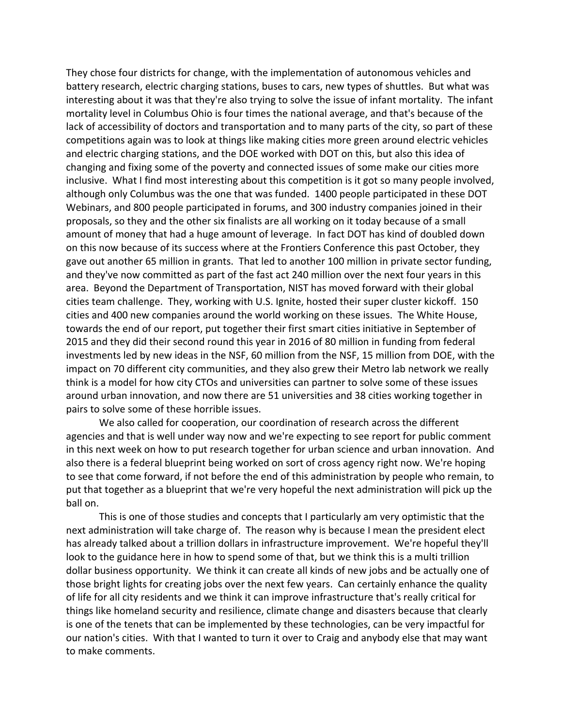They chose four districts for change, with the implementation of autonomous vehicles and battery research, electric charging stations, buses to cars, new types of shuttles. But what was interesting about it was that they're also trying to solve the issue of infant mortality. The infant mortality level in Columbus Ohio is four times the national average, and that's because of the lack of accessibility of doctors and transportation and to many parts of the city, so part of these competitions again was to look at things like making cities more green around electric vehicles and electric charging stations, and the DOE worked with DOT on this, but also this idea of changing and fixing some of the poverty and connected issues of some make our cities more inclusive. What I find most interesting about this competition is it got so many people involved, although only Columbus was the one that was funded. 1400 people participated in these DOT Webinars, and 800 people participated in forums, and 300 industry companies joined in their proposals, so they and the other six finalists are all working on it today because of a small amount of money that had a huge amount of leverage. In fact DOT has kind of doubled down on this now because of its success where at the Frontiers Conference this past October, they gave out another 65 million in grants. That led to another 100 million in private sector funding, and they've now committed as part of the fast act 240 million over the next four years in this area. Beyond the Department of Transportation, NIST has moved forward with their global cities team challenge. They, working with U.S. Ignite, hosted their super cluster kickoff. 150 cities and 400 new companies around the world working on these issues. The White House, towards the end of our report, put together their first smart cities initiative in September of 2015 and they did their second round this year in 2016 of 80 million in funding from federal investments led by new ideas in the NSF, 60 million from the NSF, 15 million from DOE, with the impact on 70 different city communities, and they also grew their Metro lab network we really think is a model for how city CTOs and universities can partner to solve some of these issues around urban innovation, and now there are 51 universities and 38 cities working together in pairs to solve some of these horrible issues.

We also called for cooperation, our coordination of research across the different agencies and that is well under way now and we're expecting to see report for public comment in this next week on how to put research together for urban science and urban innovation. And also there is a federal blueprint being worked on sort of cross agency right now. We're hoping to see that come forward, if not before the end of this administration by people who remain, to put that together as a blueprint that we're very hopeful the next administration will pick up the ball on.

This is one of those studies and concepts that I particularly am very optimistic that the next administration will take charge of. The reason why is because I mean the president elect has already talked about a trillion dollars in infrastructure improvement. We're hopeful they'll look to the guidance here in how to spend some of that, but we think this is a multi trillion dollar business opportunity. We think it can create all kinds of new jobs and be actually one of those bright lights for creating jobs over the next few years. Can certainly enhance the quality of life for all city residents and we think it can improve infrastructure that's really critical for things like homeland security and resilience, climate change and disasters because that clearly is one of the tenets that can be implemented by these technologies, can be very impactful for our nation's cities. With that I wanted to turn it over to Craig and anybody else that may want to make comments.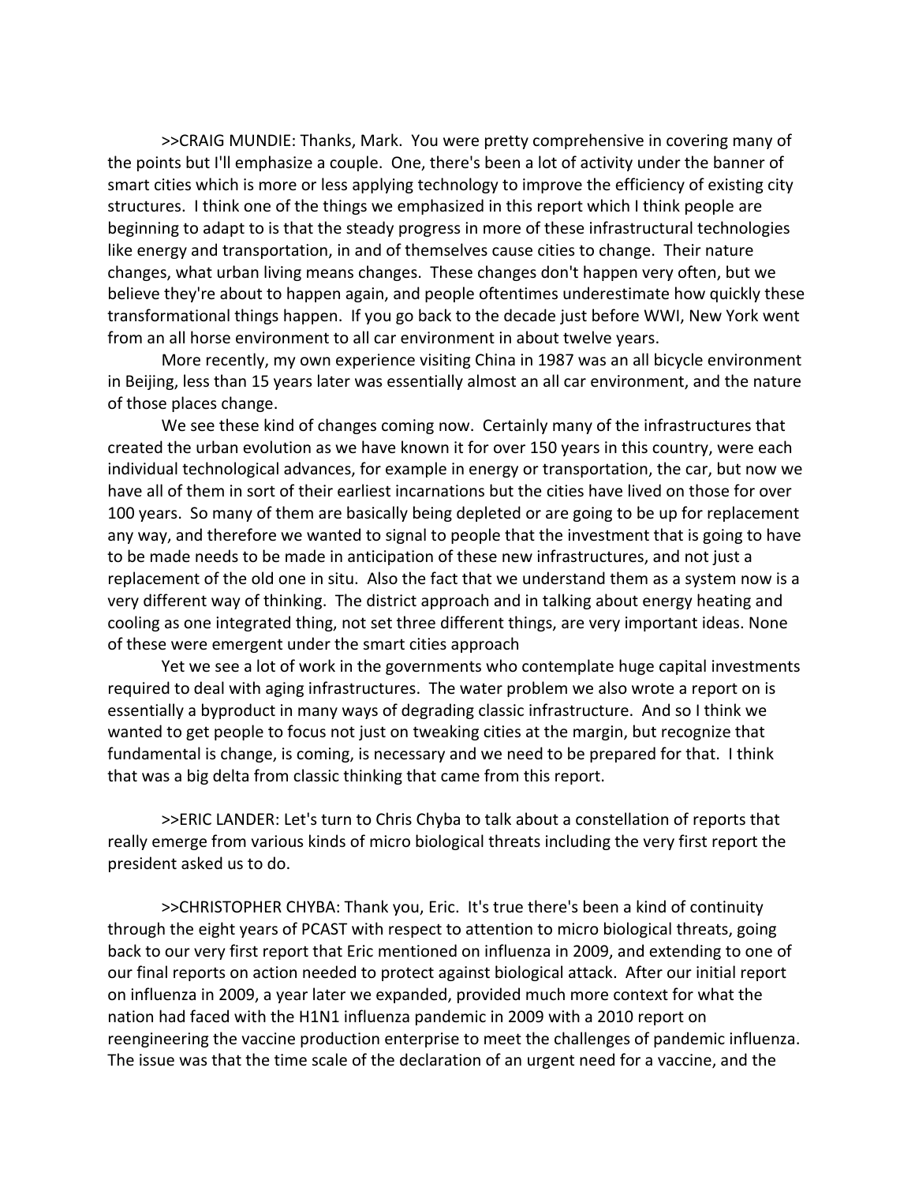>>CRAIG MUNDIE: Thanks, Mark. You were pretty comprehensive in covering many of the points but I'll emphasize a couple. One, there's been a lot of activity under the banner of smart cities which is more or less applying technology to improve the efficiency of existing city structures. I think one of the things we emphasized in this report which I think people are beginning to adapt to is that the steady progress in more of these infrastructural technologies like energy and transportation, in and of themselves cause cities to change. Their nature changes, what urban living means changes. These changes don't happen very often, but we believe they're about to happen again, and people oftentimes underestimate how quickly these transformational things happen. If you go back to the decade just before WWI, New York went from an all horse environment to all car environment in about twelve years.

More recently, my own experience visiting China in 1987 was an all bicycle environment in Beijing, less than 15 years later was essentially almost an all car environment, and the nature of those places change.

We see these kind of changes coming now. Certainly many of the infrastructures that created the urban evolution as we have known it for over 150 years in this country, were each individual technological advances, for example in energy or transportation, the car, but now we have all of them in sort of their earliest incarnations but the cities have lived on those for over 100 years. So many of them are basically being depleted or are going to be up for replacement any way, and therefore we wanted to signal to people that the investment that is going to have to be made needs to be made in anticipation of these new infrastructures, and not just a replacement of the old one in situ. Also the fact that we understand them as a system now is a very different way of thinking. The district approach and in talking about energy heating and cooling as one integrated thing, not set three different things, are very important ideas. None of these were emergent under the smart cities approach

Yet we see a lot of work in the governments who contemplate huge capital investments required to deal with aging infrastructures. The water problem we also wrote a report on is essentially a byproduct in many ways of degrading classic infrastructure. And so I think we wanted to get people to focus not just on tweaking cities at the margin, but recognize that fundamental is change, is coming, is necessary and we need to be prepared for that. I think that was a big delta from classic thinking that came from this report.

>>ERIC LANDER: Let's turn to Chris Chyba to talk about a constellation of reports that really emerge from various kinds of micro biological threats including the very first report the president asked us to do.

>>CHRISTOPHER CHYBA: Thank you, Eric. It's true there's been a kind of continuity through the eight years of PCAST with respect to attention to micro biological threats, going back to our very first report that Eric mentioned on influenza in 2009, and extending to one of our final reports on action needed to protect against biological attack. After our initial report on influenza in 2009, a year later we expanded, provided much more context for what the nation had faced with the H1N1 influenza pandemic in 2009 with a 2010 report on reengineering the vaccine production enterprise to meet the challenges of pandemic influenza. The issue was that the time scale of the declaration of an urgent need for a vaccine, and the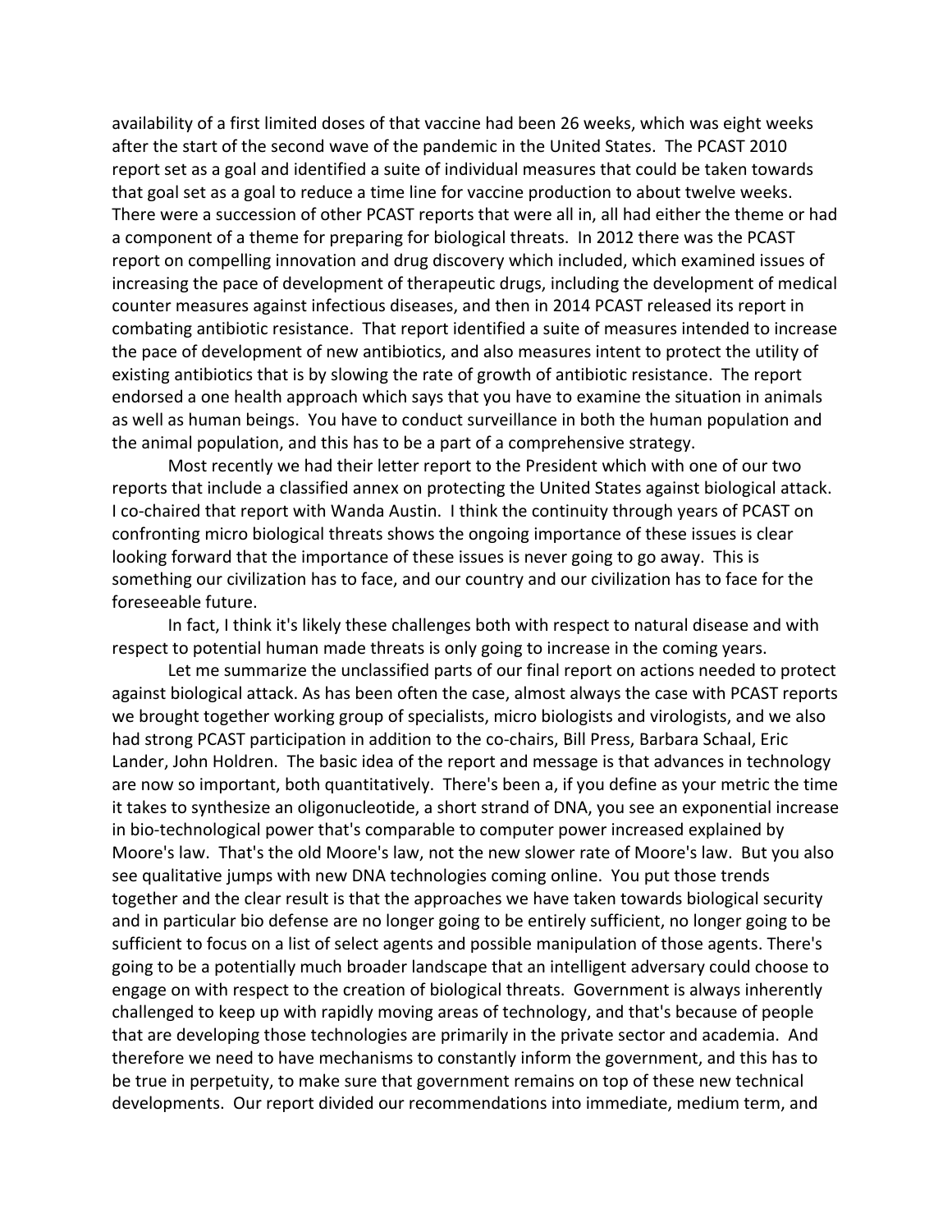availability of a first limited doses of that vaccine had been 26 weeks, which was eight weeks after the start of the second wave of the pandemic in the United States. The PCAST 2010 report set as a goal and identified a suite of individual measures that could be taken towards that goal set as a goal to reduce a time line for vaccine production to about twelve weeks. There were a succession of other PCAST reports that were all in, all had either the theme or had a component of a theme for preparing for biological threats. In 2012 there was the PCAST report on compelling innovation and drug discovery which included, which examined issues of increasing the pace of development of therapeutic drugs, including the development of medical counter measures against infectious diseases, and then in 2014 PCAST released its report in combating antibiotic resistance. That report identified a suite of measures intended to increase the pace of development of new antibiotics, and also measures intent to protect the utility of existing antibiotics that is by slowing the rate of growth of antibiotic resistance. The report endorsed a one health approach which says that you have to examine the situation in animals as well as human beings. You have to conduct surveillance in both the human population and the animal population, and this has to be a part of a comprehensive strategy.

Most recently we had their letter report to the President which with one of our two reports that include a classified annex on protecting the United States against biological attack. I co-chaired that report with Wanda Austin. I think the continuity through years of PCAST on confronting micro biological threats shows the ongoing importance of these issues is clear looking forward that the importance of these issues is never going to go away. This is something our civilization has to face, and our country and our civilization has to face for the foreseeable future.

In fact, I think it's likely these challenges both with respect to natural disease and with respect to potential human made threats is only going to increase in the coming years.

Let me summarize the unclassified parts of our final report on actions needed to protect against biological attack. As has been often the case, almost always the case with PCAST reports we brought together working group of specialists, micro biologists and virologists, and we also had strong PCAST participation in addition to the co-chairs, Bill Press, Barbara Schaal, Eric Lander, John Holdren. The basic idea of the report and message is that advances in technology are now so important, both quantitatively. There's been a, if you define as your metric the time it takes to synthesize an oligonucleotide, a short strand of DNA, you see an exponential increase in bio-technological power that's comparable to computer power increased explained by Moore's law. That's the old Moore's law, not the new slower rate of Moore's law. But you also see qualitative jumps with new DNA technologies coming online. You put those trends together and the clear result is that the approaches we have taken towards biological security and in particular bio defense are no longer going to be entirely sufficient, no longer going to be sufficient to focus on a list of select agents and possible manipulation of those agents. There's going to be a potentially much broader landscape that an intelligent adversary could choose to engage on with respect to the creation of biological threats. Government is always inherently challenged to keep up with rapidly moving areas of technology, and that's because of people that are developing those technologies are primarily in the private sector and academia. And therefore we need to have mechanisms to constantly inform the government, and this has to be true in perpetuity, to make sure that government remains on top of these new technical developments. Our report divided our recommendations into immediate, medium term, and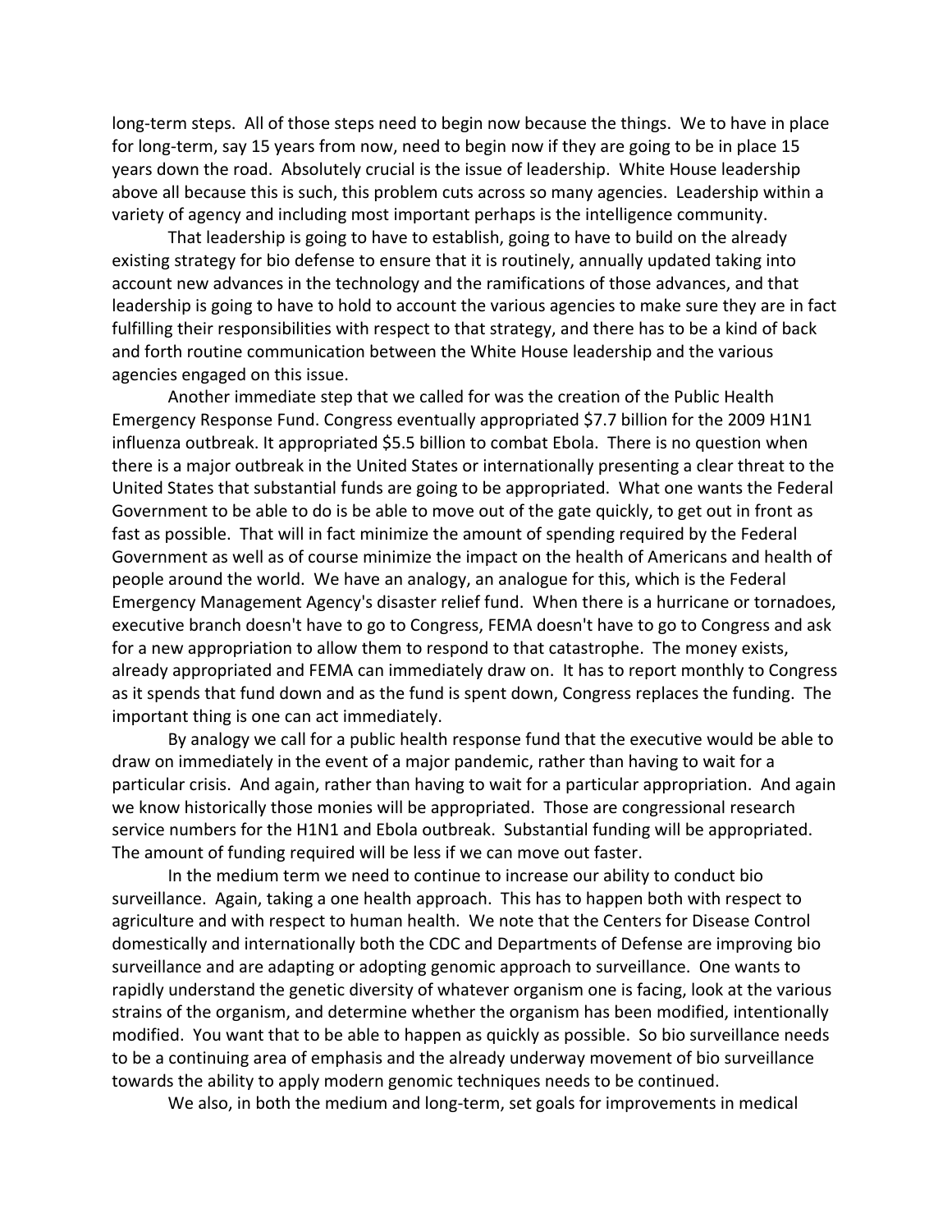long-term steps. All of those steps need to begin now because the things. We to have in place for long-term, say 15 years from now, need to begin now if they are going to be in place 15 years down the road. Absolutely crucial is the issue of leadership. White House leadership above all because this is such, this problem cuts across so many agencies. Leadership within a variety of agency and including most important perhaps is the intelligence community.

That leadership is going to have to establish, going to have to build on the already existing strategy for bio defense to ensure that it is routinely, annually updated taking into account new advances in the technology and the ramifications of those advances, and that leadership is going to have to hold to account the various agencies to make sure they are in fact fulfilling their responsibilities with respect to that strategy, and there has to be a kind of back and forth routine communication between the White House leadership and the various agencies engaged on this issue.

Another immediate step that we called for was the creation of the Public Health Emergency Response Fund. Congress eventually appropriated $7.7 billion for the 2009 H1N1 influenza outbreak. It appropriated $5.5 billion to combat Ebola. There is no question when there is a major outbreak in the United States or internationally presenting a clear threat to the United States that substantial funds are going to be appropriated. What one wants the Federal Government to be able to do is be able to move out of the gate quickly, to get out in front as fast as possible. That will in fact minimize the amount of spending required by the Federal Government as well as of course minimize the impact on the health of Americans and health of people around the world. We have an analogy, an analogue for this, which is the Federal Emergency Management Agency's disaster relief fund. When there is a hurricane or tornadoes, executive branch doesn't have to go to Congress, FEMA doesn't have to go to Congress and ask for a new appropriation to allow them to respond to that catastrophe. The money exists, already appropriated and FEMA can immediately draw on. It has to report monthly to Congress as it spends that fund down and as the fund is spent down, Congress replaces the funding. The important thing is one can act immediately.

By analogy we call for a public health response fund that the executive would be able to draw on immediately in the event of a major pandemic, rather than having to wait for a particular crisis. And again, rather than having to wait for a particular appropriation. And again we know historically those monies will be appropriated. Those are congressional research service numbers for the H1N1 and Ebola outbreak. Substantial funding will be appropriated. The amount of funding required will be less if we can move out faster.

In the medium term we need to continue to increase our ability to conduct bio surveillance. Again, taking a one health approach. This has to happen both with respect to agriculture and with respect to human health. We note that the Centers for Disease Control domestically and internationally both the CDC and Departments of Defense are improving bio surveillance and are adapting or adopting genomic approach to surveillance. One wants to rapidly understand the genetic diversity of whatever organism one is facing, look at the various strains of the organism, and determine whether the organism has been modified, intentionally modified. You want that to be able to happen as quickly as possible. So bio surveillance needs to be a continuing area of emphasis and the already underway movement of bio surveillance towards the ability to apply modern genomic techniques needs to be continued.

We also, in both the medium and long-term, set goals for improvements in medical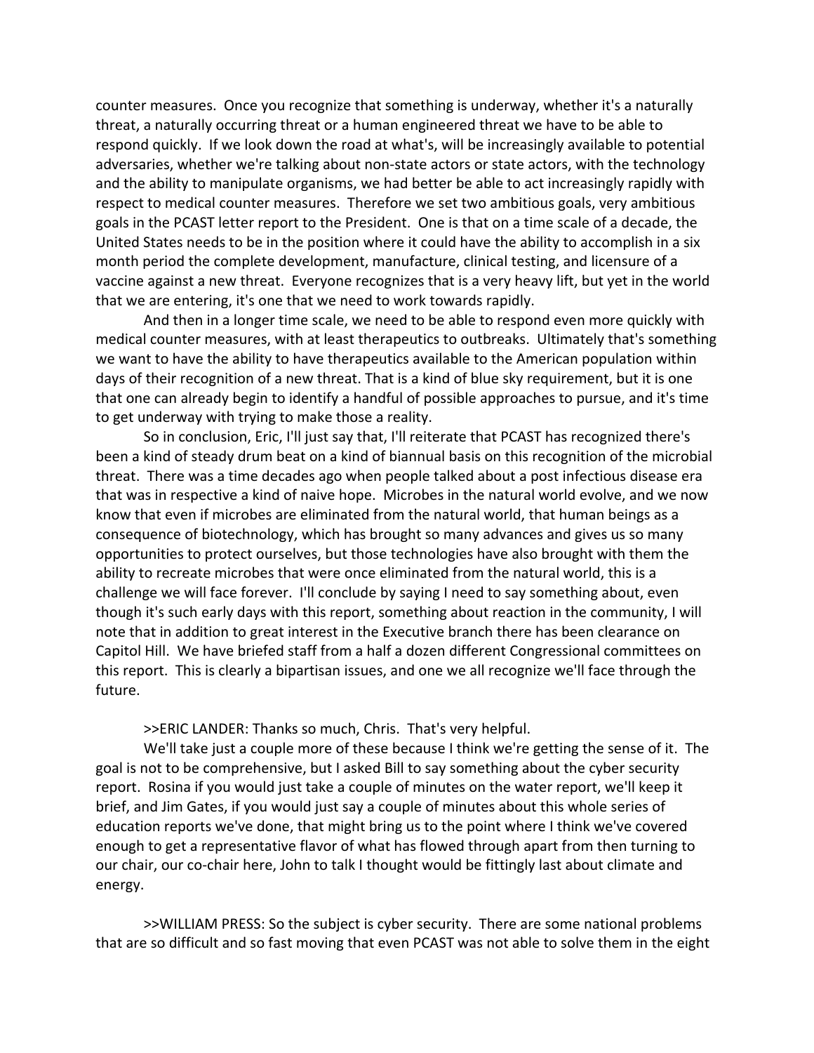counter measures. Once you recognize that something is underway, whether it's a naturally threat, a naturally occurring threat or a human engineered threat we have to be able to respond quickly. If we look down the road at what's, will be increasingly available to potential adversaries, whether we're talking about non-state actors or state actors, with the technology and the ability to manipulate organisms, we had better be able to act increasingly rapidly with respect to medical counter measures. Therefore we set two ambitious goals, very ambitious goals in the PCAST letter report to the President. One is that on a time scale of a decade, the United States needs to be in the position where it could have the ability to accomplish in a six month period the complete development, manufacture, clinical testing, and licensure of a vaccine against a new threat. Everyone recognizes that is a very heavy lift, but yet in the world that we are entering, it's one that we need to work towards rapidly.

And then in a longer time scale, we need to be able to respond even more quickly with medical counter measures, with at least therapeutics to outbreaks. Ultimately that's something we want to have the ability to have therapeutics available to the American population within days of their recognition of a new threat. That is a kind of blue sky requirement, but it is one that one can already begin to identify a handful of possible approaches to pursue, and it's time to get underway with trying to make those a reality.

So in conclusion, Eric, I'll just say that, I'll reiterate that PCAST has recognized there's been a kind of steady drum beat on a kind of biannual basis on this recognition of the microbial threat. There was a time decades ago when people talked about a post infectious disease era that was in respective a kind of naive hope. Microbes in the natural world evolve, and we now know that even if microbes are eliminated from the natural world, that human beings as a consequence of biotechnology, which has brought so many advances and gives us so many opportunities to protect ourselves, but those technologies have also brought with them the ability to recreate microbes that were once eliminated from the natural world, this is a challenge we will face forever. I'll conclude by saying I need to say something about, even though it's such early days with this report, something about reaction in the community, I will note that in addition to great interest in the Executive branch there has been clearance on Capitol Hill. We have briefed staff from a half a dozen different Congressional committees on this report. This is clearly a bipartisan issues, and one we all recognize we'll face through the future.

>>ERIC LANDER: Thanks so much, Chris. That's very helpful.

We'll take just a couple more of these because I think we're getting the sense of it. The goal is not to be comprehensive, but I asked Bill to say something about the cyber security report. Rosina if you would just take a couple of minutes on the water report, we'll keep it brief, and Jim Gates, if you would just say a couple of minutes about this whole series of education reports we've done, that might bring us to the point where I think we've covered enough to get a representative flavor of what has flowed through apart from then turning to our chair, our co-chair here, John to talk I thought would be fittingly last about climate and energy.

>>WILLIAM PRESS: So the subject is cyber security. There are some national problems that are so difficult and so fast moving that even PCAST was not able to solve them in the eight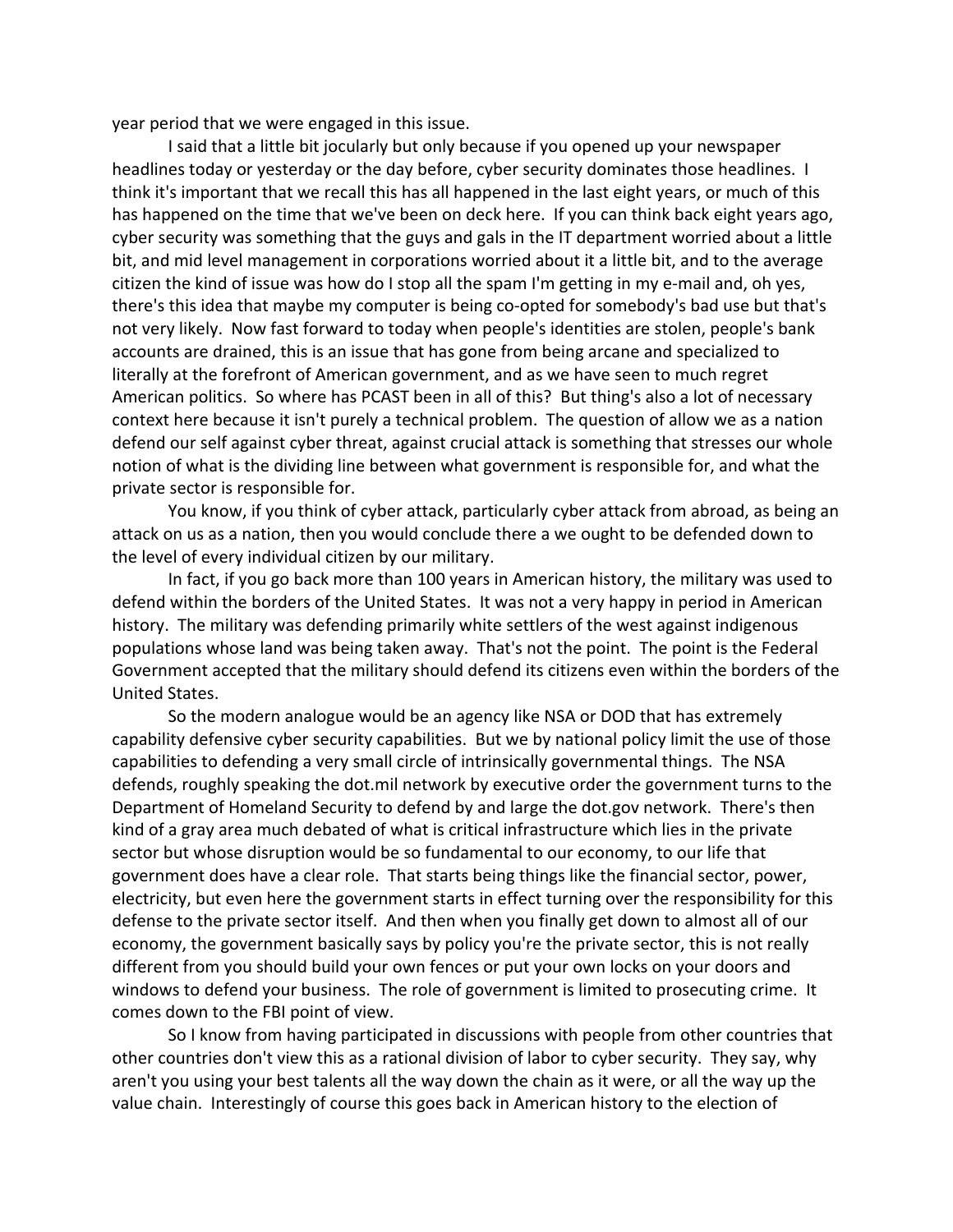year period that we were engaged in this issue.

I said that a little bit jocularly but only because if you opened up your newspaper headlines today or yesterday or the day before, cyber security dominates those headlines. I think it's important that we recall this has all happened in the last eight years, or much of this has happened on the time that we've been on deck here. If you can think back eight years ago, cyber security was something that the guys and gals in the IT department worried about a little bit, and mid level management in corporations worried about it a little bit, and to the average citizen the kind of issue was how do I stop all the spam I'm getting in my e-mail and, oh yes, there's this idea that maybe my computer is being co-opted for somebody's bad use but that's not very likely. Now fast forward to today when people's identities are stolen, people's bank accounts are drained, this is an issue that has gone from being arcane and specialized to literally at the forefront of American government, and as we have seen to much regret American politics. So where has PCAST been in all of this? But thing's also a lot of necessary context here because it isn't purely a technical problem. The question of allow we as a nation defend our self against cyber threat, against crucial attack is something that stresses our whole notion of what is the dividing line between what government is responsible for, and what the private sector is responsible for.

You know, if you think of cyber attack, particularly cyber attack from abroad, as being an attack on us as a nation, then you would conclude there a we ought to be defended down to the level of every individual citizen by our military.

In fact, if you go back more than 100 years in American history, the military was used to defend within the borders of the United States. It was not a very happy in period in American history. The military was defending primarily white settlers of the west against indigenous populations whose land was being taken away. That's not the point. The point is the Federal Government accepted that the military should defend its citizens even within the borders of the United States.

So the modern analogue would be an agency like NSA or DOD that has extremely capability defensive cyber security capabilities. But we by national policy limit the use of those capabilities to defending a very small circle of intrinsically governmental things. The NSA defends, roughly speaking the dot.mil network by executive order the government turns to the Department of Homeland Security to defend by and large the dot.gov network. There's then kind of a gray area much debated of what is critical infrastructure which lies in the private sector but whose disruption would be so fundamental to our economy, to our life that government does have a clear role. That starts being things like the financial sector, power, electricity, but even here the government starts in effect turning over the responsibility for this defense to the private sector itself. And then when you finally get down to almost all of our economy, the government basically says by policy you're the private sector, this is not really different from you should build your own fences or put your own locks on your doors and windows to defend your business. The role of government is limited to prosecuting crime. It comes down to the FBI point of view.

So I know from having participated in discussions with people from other countries that other countries don't view this as a rational division of labor to cyber security. They say, why aren't you using your best talents all the way down the chain as it were, or all the way up the value chain. Interestingly of course this goes back in American history to the election of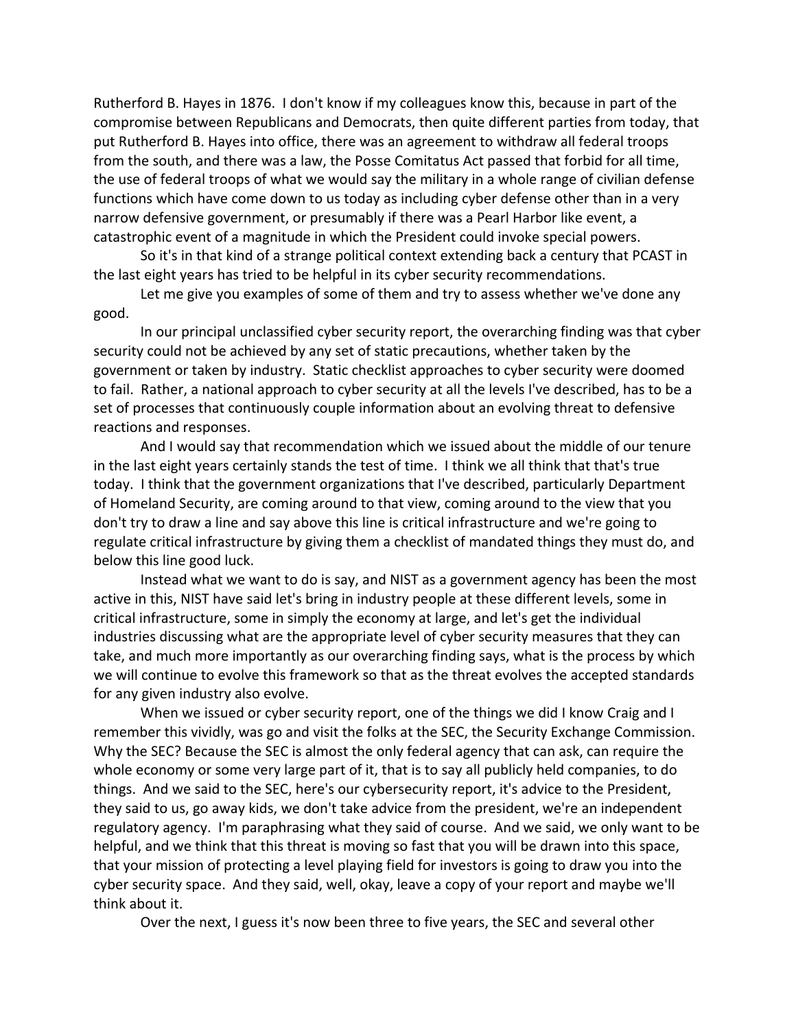Rutherford B. Hayes in 1876. I don't know if my colleagues know this, because in part of the compromise between Republicans and Democrats, then quite different parties from today, that put Rutherford B. Hayes into office, there was an agreement to withdraw all federal troops from the south, and there was a law, the Posse Comitatus Act passed that forbid for all time, the use of federal troops of what we would say the military in a whole range of civilian defense functions which have come down to us today as including cyber defense other than in a very narrow defensive government, or presumably if there was a Pearl Harbor like event, a catastrophic event of a magnitude in which the President could invoke special powers.

So it's in that kind of a strange political context extending back a century that PCAST in the last eight years has tried to be helpful in its cyber security recommendations.

Let me give you examples of some of them and try to assess whether we've done any good.

In our principal unclassified cyber security report, the overarching finding was that cyber security could not be achieved by any set of static precautions, whether taken by the government or taken by industry. Static checklist approaches to cyber security were doomed to fail. Rather, a national approach to cyber security at all the levels I've described, has to be a set of processes that continuously couple information about an evolving threat to defensive reactions and responses.

And I would say that recommendation which we issued about the middle of our tenure in the last eight years certainly stands the test of time. I think we all think that that's true today. I think that the government organizations that I've described, particularly Department of Homeland Security, are coming around to that view, coming around to the view that you don't try to draw a line and say above this line is critical infrastructure and we're going to regulate critical infrastructure by giving them a checklist of mandated things they must do, and below this line good luck.

Instead what we want to do is say, and NIST as a government agency has been the most active in this, NIST have said let's bring in industry people at these different levels, some in critical infrastructure, some in simply the economy at large, and let's get the individual industries discussing what are the appropriate level of cyber security measures that they can take, and much more importantly as our overarching finding says, what is the process by which we will continue to evolve this framework so that as the threat evolves the accepted standards for any given industry also evolve.

When we issued or cyber security report, one of the things we did I know Craig and I remember this vividly, was go and visit the folks at the SEC, the Security Exchange Commission. Why the SEC? Because the SEC is almost the only federal agency that can ask, can require the whole economy or some very large part of it, that is to say all publicly held companies, to do things. And we said to the SEC, here's our cybersecurity report, it's advice to the President, they said to us, go away kids, we don't take advice from the president, we're an independent regulatory agency. I'm paraphrasing what they said of course. And we said, we only want to be helpful, and we think that this threat is moving so fast that you will be drawn into this space, that your mission of protecting a level playing field for investors is going to draw you into the cyber security space. And they said, well, okay, leave a copy of your report and maybe we'll think about it.

Over the next, I guess it's now been three to five years, the SEC and several other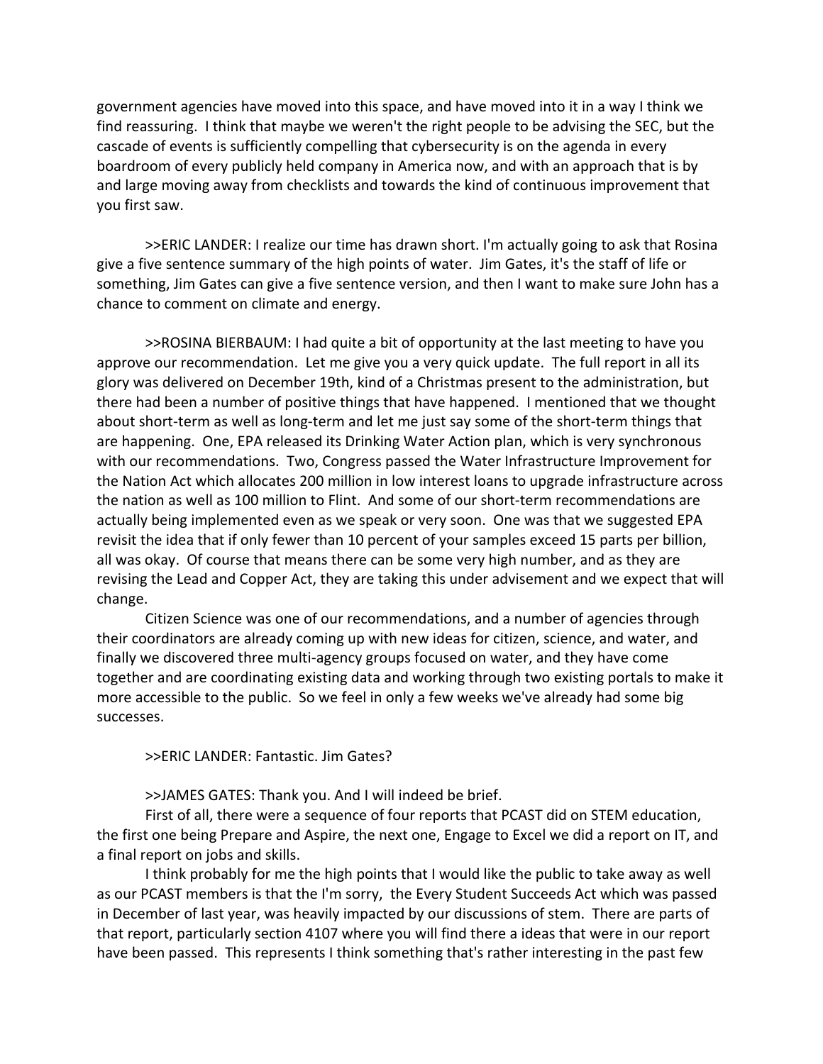government agencies have moved into this space, and have moved into it in a way I think we find reassuring. I think that maybe we weren't the right people to be advising the SEC, but the cascade of events is sufficiently compelling that cybersecurity is on the agenda in every boardroom of every publicly held company in America now, and with an approach that is by and large moving away from checklists and towards the kind of continuous improvement that you first saw.

>>ERIC LANDER: I realize our time has drawn short. I'm actually going to ask that Rosina give a five sentence summary of the high points of water. Jim Gates, it's the staff of life or something, Jim Gates can give a five sentence version, and then I want to make sure John has a chance to comment on climate and energy.

>>ROSINA BIERBAUM: I had quite a bit of opportunity at the last meeting to have you approve our recommendation. Let me give you a very quick update. The full report in all its glory was delivered on December 19th, kind of a Christmas present to the administration, but there had been a number of positive things that have happened. I mentioned that we thought about short-term as well as long-term and let me just say some of the short-term things that are happening. One, EPA released its Drinking Water Action plan, which is very synchronous with our recommendations. Two, Congress passed the Water Infrastructure Improvement for the Nation Act which allocates 200 million in low interest loans to upgrade infrastructure across the nation as well as 100 million to Flint. And some of our short-term recommendations are actually being implemented even as we speak or very soon. One was that we suggested EPA revisit the idea that if only fewer than 10 percent of your samples exceed 15 parts per billion, all was okay. Of course that means there can be some very high number, and as they are revising the Lead and Copper Act, they are taking this under advisement and we expect that will change.

Citizen Science was one of our recommendations, and a number of agencies through their coordinators are already coming up with new ideas for citizen, science, and water, and finally we discovered three multi-agency groups focused on water, and they have come together and are coordinating existing data and working through two existing portals to make it more accessible to the public. So we feel in only a few weeks we've already had some big successes.

>>ERIC LANDER: Fantastic. Jim Gates?

>>JAMES GATES: Thank you. And I will indeed be brief.

First of all, there were a sequence of four reports that PCAST did on STEM education, the first one being Prepare and Aspire, the next one, Engage to Excel we did a report on IT, and a final report on jobs and skills.

I think probably for me the high points that I would like the public to take away as well as our PCAST members is that the I'm sorry, the Every Student Succeeds Act which was passed in December of last year, was heavily impacted by our discussions of stem. There are parts of that report, particularly section 4107 where you will find there a ideas that were in our report have been passed. This represents I think something that's rather interesting in the past few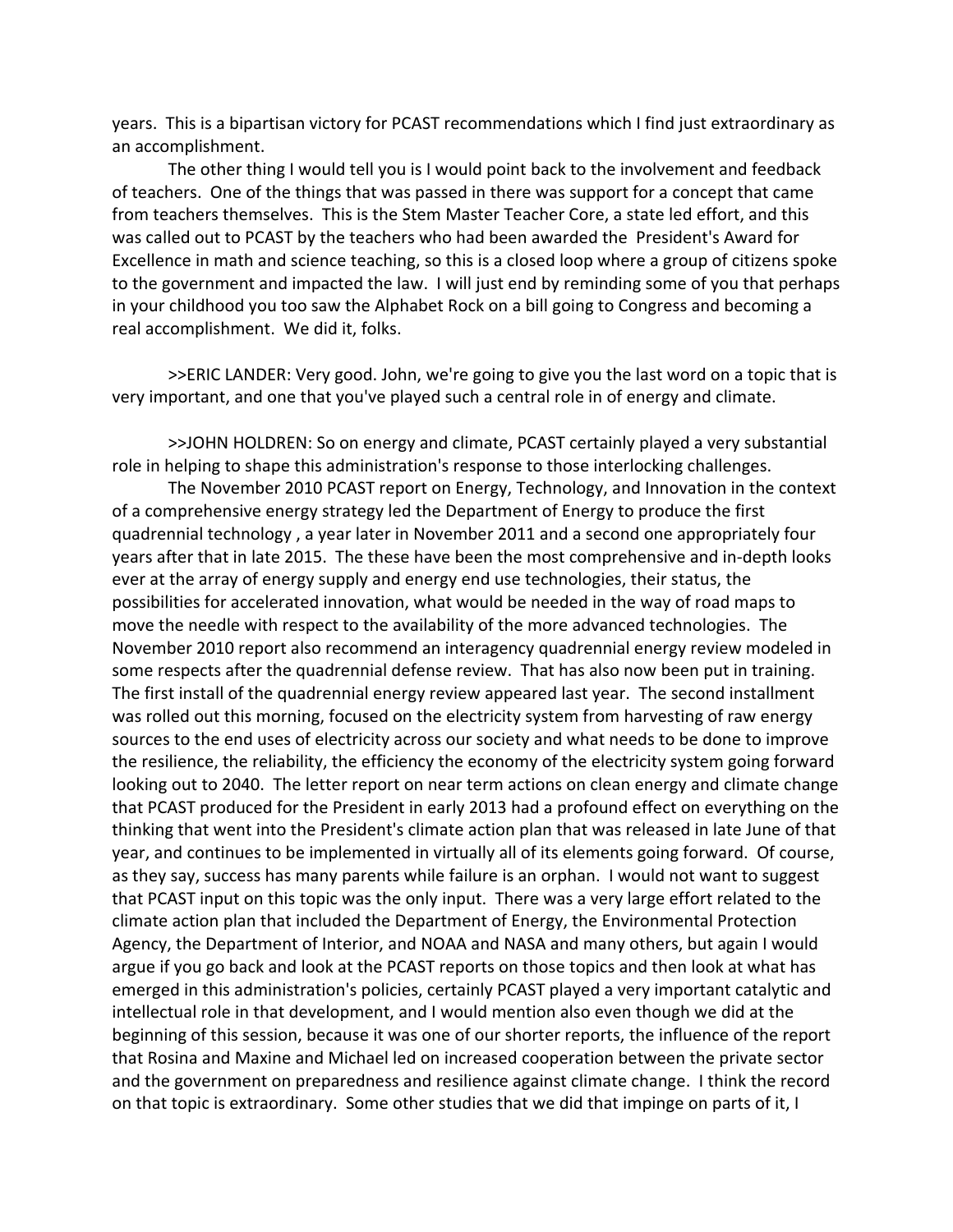years. This is a bipartisan victory for PCAST recommendations which I find just extraordinary as an accomplishment.

The other thing I would tell you is I would point back to the involvement and feedback of teachers. One of the things that was passed in there was support for a concept that came from teachers themselves. This is the Stem Master Teacher Core, a state led effort, and this was called out to PCAST by the teachers who had been awarded the President's Award for Excellence in math and science teaching, so this is a closed loop where a group of citizens spoke to the government and impacted the law. I will just end by reminding some of you that perhaps in your childhood you too saw the Alphabet Rock on a bill going to Congress and becoming a real accomplishment. We did it, folks.

>>ERIC LANDER: Very good. John, we're going to give you the last word on a topic that is very important, and one that you've played such a central role in of energy and climate.

>>JOHN HOLDREN: So on energy and climate, PCAST certainly played a very substantial role in helping to shape this administration's response to those interlocking challenges.

The November 2010 PCAST report on Energy, Technology, and Innovation in the context of a comprehensive energy strategy led the Department of Energy to produce the first quadrennial technology , a year later in November 2011 and a second one appropriately four years after that in late 2015. The these have been the most comprehensive and in-depth looks ever at the array of energy supply and energy end use technologies, their status, the possibilities for accelerated innovation, what would be needed in the way of road maps to move the needle with respect to the availability of the more advanced technologies. The November 2010 report also recommend an interagency quadrennial energy review modeled in some respects after the quadrennial defense review. That has also now been put in training. The first install of the quadrennial energy review appeared last year. The second installment was rolled out this morning, focused on the electricity system from harvesting of raw energy sources to the end uses of electricity across our society and what needs to be done to improve the resilience, the reliability, the efficiency the economy of the electricity system going forward looking out to 2040. The letter report on near term actions on clean energy and climate change that PCAST produced for the President in early 2013 had a profound effect on everything on the thinking that went into the President's climate action plan that was released in late June of that year, and continues to be implemented in virtually all of its elements going forward. Of course, as they say, success has many parents while failure is an orphan. I would not want to suggest that PCAST input on this topic was the only input. There was a very large effort related to the climate action plan that included the Department of Energy, the Environmental Protection Agency, the Department of Interior, and NOAA and NASA and many others, but again I would argue if you go back and look at the PCAST reports on those topics and then look at what has emerged in this administration's policies, certainly PCAST played a very important catalytic and intellectual role in that development, and I would mention also even though we did at the beginning of this session, because it was one of our shorter reports, the influence of the report that Rosina and Maxine and Michael led on increased cooperation between the private sector and the government on preparedness and resilience against climate change. I think the record on that topic is extraordinary. Some other studies that we did that impinge on parts of it, I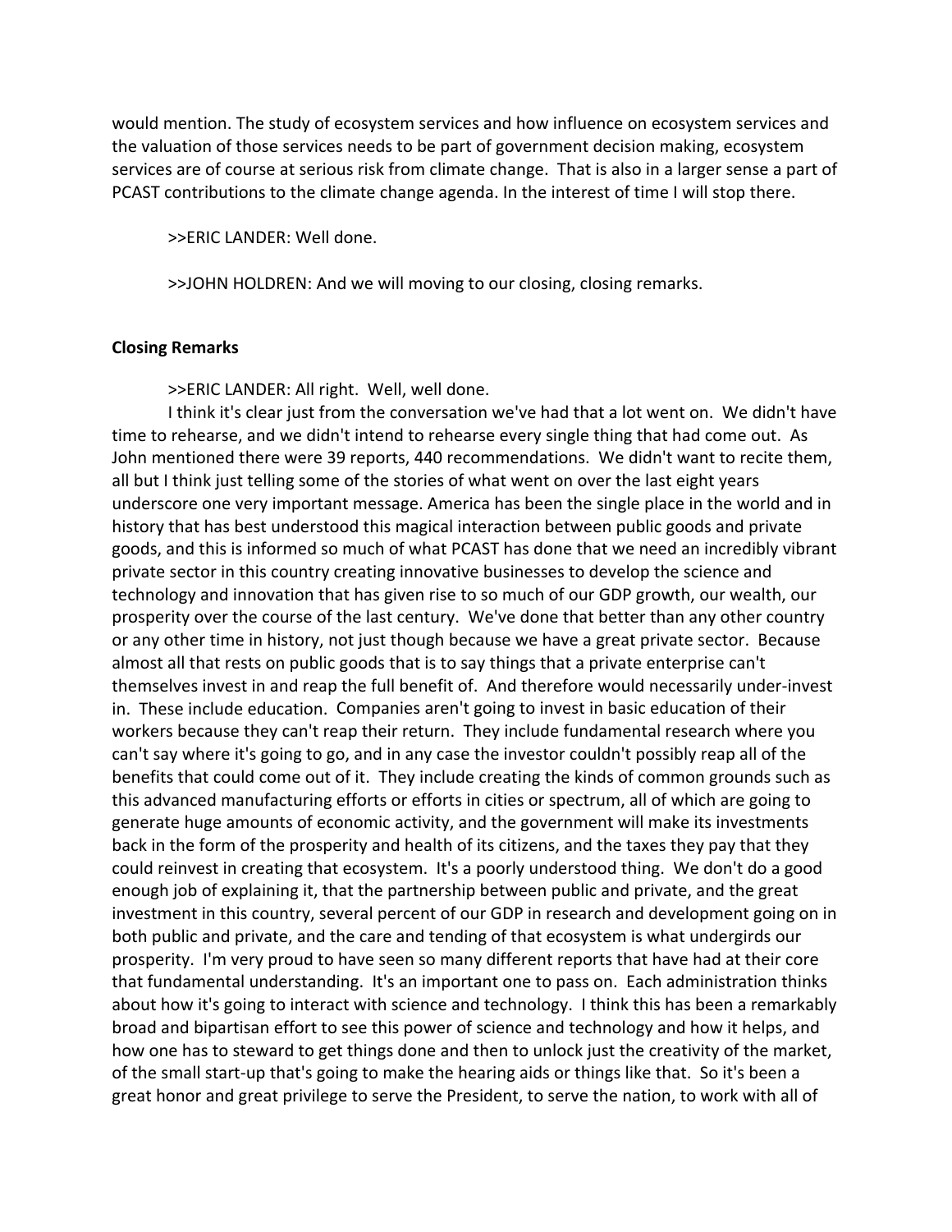would mention. The study of ecosystem services and how influence on ecosystem services and the valuation of those services needs to be part of government decision making, ecosystem services are of course at serious risk from climate change. That is also in a larger sense a part of PCAST contributions to the climate change agenda. In the interest of time I will stop there.

>>ERIC LANDER: Well done.

>>JOHN HOLDREN: And we will moving to our closing, closing remarks.

**Closing Remarks**

>>ERIC LANDER: All right. Well, well done.

I think it's clear just from the conversation we've had that a lot went on. We didn't have time to rehearse, and we didn't intend to rehearse every single thing that had come out. As John mentioned there were 39 reports, 440 recommendations. We didn't want to recite them, all but I think just telling some of the stories of what went on over the last eight years underscore one very important message. America has been the single place in the world and in history that has best understood this magical interaction between public goods and private goods, and this is informed so much of what PCAST has done that we need an incredibly vibrant private sector in this country creating innovative businesses to develop the science and technology and innovation that has given rise to so much of our GDP growth, our wealth, our prosperity over the course of the last century. We've done that better than any other country or any other time in history, not just though because we have a great private sector. Because almost all that rests on public goods that is to say things that a private enterprise can't themselves invest in and reap the full benefit of. And therefore would necessarily under-invest in. These include education. Companies aren't going to invest in basic education of their workers because they can't reap their return. They include fundamental research where you can't say where it's going to go, and in any case the investor couldn't possibly reap all of the benefits that could come out of it. They include creating the kinds of common grounds such as this advanced manufacturing efforts or efforts in cities or spectrum, all of which are going to generate huge amounts of economic activity, and the government will make its investments back in the form of the prosperity and health of its citizens, and the taxes they pay that they could reinvest in creating that ecosystem. It's a poorly understood thing. We don't do a good enough job of explaining it, that the partnership between public and private, and the great investment in this country, several percent of our GDP in research and development going on in both public and private, and the care and tending of that ecosystem is what undergirds our prosperity. I'm very proud to have seen so many different reports that have had at their core that fundamental understanding. It's an important one to pass on. Each administration thinks about how it's going to interact with science and technology. I think this has been a remarkably broad and bipartisan effort to see this power of science and technology and how it helps, and how one has to steward to get things done and then to unlock just the creativity of the market, of the small start-up that's going to make the hearing aids or things like that. So it's been a great honor and great privilege to serve the President, to serve the nation, to work with all of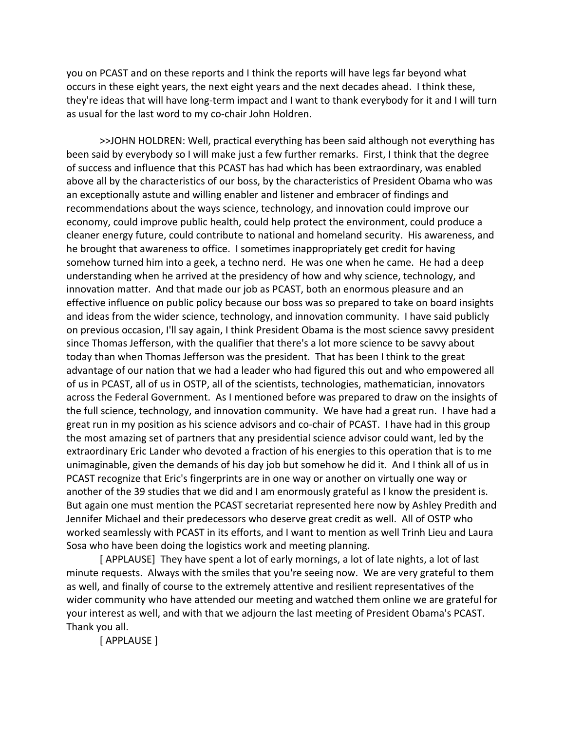you on PCAST and on these reports and I think the reports will have legs far beyond what occurs in these eight years, the next eight years and the next decades ahead. I think these, they're ideas that will have long-term impact and I want to thank everybody for it and I will turn as usual for the last word to my co-chair John Holdren.

>>JOHN HOLDREN: Well, practical everything has been said although not everything has been said by everybody so I will make just a few further remarks. First, I think that the degree of success and influence that this PCAST has had which has been extraordinary, was enabled above all by the characteristics of our boss, by the characteristics of President Obama who was an exceptionally astute and willing enabler and listener and embracer of findings and recommendations about the ways science, technology, and innovation could improve our economy, could improve public health, could help protect the environment, could produce a cleaner energy future, could contribute to national and homeland security. His awareness, and he brought that awareness to office. I sometimes inappropriately get credit for having somehow turned him into a geek, a techno nerd. He was one when he came. He had a deep understanding when he arrived at the presidency of how and why science, technology, and innovation matter. And that made our job as PCAST, both an enormous pleasure and an effective influence on public policy because our boss was so prepared to take on board insights and ideas from the wider science, technology, and innovation community. I have said publicly on previous occasion, I'll say again, I think President Obama is the most science savvy president since Thomas Jefferson, with the qualifier that there's a lot more science to be savvy about today than when Thomas Jefferson was the president. That has been I think to the great advantage of our nation that we had a leader who had figured this out and who empowered all of us in PCAST, all of us in OSTP, all of the scientists, technologies, mathematician, innovators across the Federal Government. As I mentioned before was prepared to draw on the insights of the full science, technology, and innovation community. We have had a great run. I have had a great run in my position as his science advisors and co-chair of PCAST. I have had in this group the most amazing set of partners that any presidential science advisor could want, led by the extraordinary Eric Lander who devoted a fraction of his energies to this operation that is to me unimaginable, given the demands of his day job but somehow he did it. And I think all of us in PCAST recognize that Eric's fingerprints are in one way or another on virtually one way or another of the 39 studies that we did and I am enormously grateful as I know the president is. But again one must mention the PCAST secretariat represented here now by Ashley Predith and Jennifer Michael and their predecessors who deserve great credit as well. All of OSTP who worked seamlessly with PCAST in its efforts, and I want to mention as well Trinh Lieu and Laura Sosa who have been doing the logistics work and meeting planning.

[ APPLAUSE] They have spent a lot of early mornings, a lot of late nights, a lot of last minute requests. Always with the smiles that you're seeing now. We are very grateful to them as well, and finally of course to the extremely attentive and resilient representatives of the wider community who have attended our meeting and watched them online we are grateful for your interest as well, and with that we adjourn the last meeting of President Obama's PCAST. Thank you all.

[ APPLAUSE ]